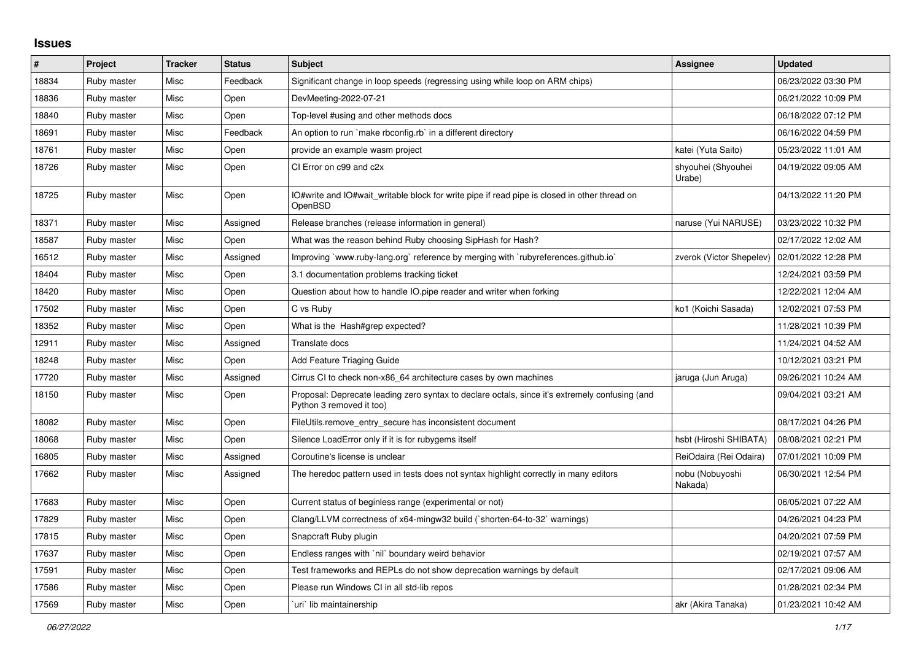## Issues

| # | Project | Tracker | Status | Subject | Assignee | Updated |
|---|---|---|---|---|---|---|
| 18834 | Ruby master | Misc | Feedback | Significant change in loop speeds (regressing using while loop on ARM chips) | | 06/23/2022 03:30 PM |
| 18836 | Ruby master | Misc | Open | DevMeeting-2022-07-21 | | 06/21/2022 10:09 PM |
| 18840 | Ruby master | Misc | Open | Top-level #using and other methods docs | | 06/18/2022 07:12 PM |
| 18691 | Ruby master | Misc | Feedback | An option to run `make rbconfig.rb` in a different directory | | 06/16/2022 04:59 PM |
| 18761 | Ruby master | Misc | Open | provide an example wasm project | katei (Yuta Saito) | 05/23/2022 11:01 AM |
| 18726 | Ruby master | Misc | Open | CI Error on c99 and c2x | shyouhei (Shyouhei Urabe) | 04/19/2022 09:05 AM |
| 18725 | Ruby master | Misc | Open | IO#write and IO#wait_writable block for write pipe if read pipe is closed in other thread on OpenBSD | | 04/13/2022 11:20 PM |
| 18371 | Ruby master | Misc | Assigned | Release branches (release information in general) | naruse (Yui NARUSE) | 03/23/2022 10:32 PM |
| 18587 | Ruby master | Misc | Open | What was the reason behind Ruby choosing SipHash for Hash? | | 02/17/2022 12:02 AM |
| 16512 | Ruby master | Misc | Assigned | Improving `www.ruby-lang.org` reference by merging with `rubyreferences.github.io` | zverok (Victor Shepelev) | 02/01/2022 12:28 PM |
| 18404 | Ruby master | Misc | Open | 3.1 documentation problems tracking ticket | | 12/24/2021 03:59 PM |
| 18420 | Ruby master | Misc | Open | Question about how to handle IO.pipe reader and writer when forking | | 12/22/2021 12:04 AM |
| 17502 | Ruby master | Misc | Open | C vs Ruby | ko1 (Koichi Sasada) | 12/02/2021 07:53 PM |
| 18352 | Ruby master | Misc | Open | What is the Hash#grep expected? | | 11/28/2021 10:39 PM |
| 12911 | Ruby master | Misc | Assigned | Translate docs | | 11/24/2021 04:52 AM |
| 18248 | Ruby master | Misc | Open | Add Feature Triaging Guide | | 10/12/2021 03:21 PM |
| 17720 | Ruby master | Misc | Assigned | Cirrus CI to check non-x86_64 architecture cases by own machines | jaruga (Jun Aruga) | 09/26/2021 10:24 AM |
| 18150 | Ruby master | Misc | Open | Proposal: Deprecate leading zero syntax to declare octals, since it's extremely confusing (and Python 3 removed it too) | | 09/04/2021 03:21 AM |
| 18082 | Ruby master | Misc | Open | FileUtils.remove_entry_secure has inconsistent document | | 08/17/2021 04:26 PM |
| 18068 | Ruby master | Misc | Open | Silence LoadError only if it is for rubygems itself | hsbt (Hiroshi SHIBATA) | 08/08/2021 02:21 PM |
| 16805 | Ruby master | Misc | Assigned | Coroutine's license is unclear | ReiOdaira (Rei Odaira) | 07/01/2021 10:09 PM |
| 17662 | Ruby master | Misc | Assigned | The heredoc pattern used in tests does not syntax highlight correctly in many editors | nobu (Nobuyoshi Nakada) | 06/30/2021 12:54 PM |
| 17683 | Ruby master | Misc | Open | Current status of beginless range (experimental or not) | | 06/05/2021 07:22 AM |
| 17829 | Ruby master | Misc | Open | Clang/LLVM correctness of x64-mingw32 build (`shorten-64-to-32` warnings) | | 04/26/2021 04:23 PM |
| 17815 | Ruby master | Misc | Open | Snapcraft Ruby plugin | | 04/20/2021 07:59 PM |
| 17637 | Ruby master | Misc | Open | Endless ranges with `nil` boundary weird behavior | | 02/19/2021 07:57 AM |
| 17591 | Ruby master | Misc | Open | Test frameworks and REPLs do not show deprecation warnings by default | | 02/17/2021 09:06 AM |
| 17586 | Ruby master | Misc | Open | Please run Windows CI in all std-lib repos | | 01/28/2021 02:34 PM |
| 17569 | Ruby master | Misc | Open | `uri` lib maintainership | akr (Akira Tanaka) | 01/23/2021 10:42 AM |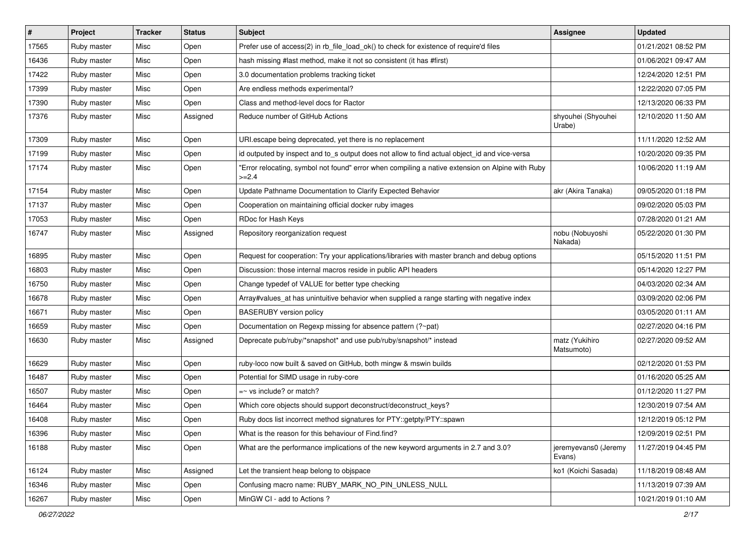| # | Project | Tracker | Status | Subject | Assignee | Updated |
| --- | --- | --- | --- | --- | --- | --- |
| 17565 | Ruby master | Misc | Open | Prefer use of access(2) in rb_file_load_ok() to check for existence of require'd files | | 01/21/2021 08:52 PM |
| 16436 | Ruby master | Misc | Open | hash missing #last method, make it not so consistent (it has #first) | | 01/06/2021 09:47 AM |
| 17422 | Ruby master | Misc | Open | 3.0 documentation problems tracking ticket | | 12/24/2020 12:51 PM |
| 17399 | Ruby master | Misc | Open | Are endless methods experimental? | | 12/22/2020 07:05 PM |
| 17390 | Ruby master | Misc | Open | Class and method-level docs for Ractor | | 12/13/2020 06:33 PM |
| 17376 | Ruby master | Misc | Assigned | Reduce number of GitHub Actions | shyouhei (Shyouhei Urabe) | 12/10/2020 11:50 AM |
| 17309 | Ruby master | Misc | Open | URI.escape being deprecated, yet there is no replacement | | 11/11/2020 12:52 AM |
| 17199 | Ruby master | Misc | Open | id outputed by inspect and to_s output does not allow to find actual object_id and vice-versa | | 10/20/2020 09:35 PM |
| 17174 | Ruby master | Misc | Open | "Error relocating, symbol not found" error when compiling a native extension on Alpine with Ruby >=2.4 | | 10/06/2020 11:19 AM |
| 17154 | Ruby master | Misc | Open | Update Pathname Documentation to Clarify Expected Behavior | akr (Akira Tanaka) | 09/05/2020 01:18 PM |
| 17137 | Ruby master | Misc | Open | Cooperation on maintaining official docker ruby images | | 09/02/2020 05:03 PM |
| 17053 | Ruby master | Misc | Open | RDoc for Hash Keys | | 07/28/2020 01:21 AM |
| 16747 | Ruby master | Misc | Assigned | Repository reorganization request | nobu (Nobuyoshi Nakada) | 05/22/2020 01:30 PM |
| 16895 | Ruby master | Misc | Open | Request for cooperation: Try your applications/libraries with master branch and debug options | | 05/15/2020 11:51 PM |
| 16803 | Ruby master | Misc | Open | Discussion: those internal macros reside in public API headers | | 05/14/2020 12:27 PM |
| 16750 | Ruby master | Misc | Open | Change typedef of VALUE for better type checking | | 04/03/2020 02:34 AM |
| 16678 | Ruby master | Misc | Open | Array#values_at has unintuitive behavior when supplied a range starting with negative index | | 03/09/2020 02:06 PM |
| 16671 | Ruby master | Misc | Open | BASERUBY version policy | | 03/05/2020 01:11 AM |
| 16659 | Ruby master | Misc | Open | Documentation on Regexp missing for absence pattern (?~pat) | | 02/27/2020 04:16 PM |
| 16630 | Ruby master | Misc | Assigned | Deprecate pub/ruby/*snapshot* and use pub/ruby/snapshot/* instead | matz (Yukihiro Matsumoto) | 02/27/2020 09:52 AM |
| 16629 | Ruby master | Misc | Open | ruby-loco now built & saved on GitHub, both mingw & mswin builds | | 02/12/2020 01:53 PM |
| 16487 | Ruby master | Misc | Open | Potential for SIMD usage in ruby-core | | 01/16/2020 05:25 AM |
| 16507 | Ruby master | Misc | Open | =~ vs include? or match? | | 01/12/2020 11:27 PM |
| 16464 | Ruby master | Misc | Open | Which core objects should support deconstruct/deconstruct_keys? | | 12/30/2019 07:54 AM |
| 16408 | Ruby master | Misc | Open | Ruby docs list incorrect method signatures for PTY::getpty/PTY::spawn | | 12/12/2019 05:12 PM |
| 16396 | Ruby master | Misc | Open | What is the reason for this behaviour of Find.find? | | 12/09/2019 02:51 PM |
| 16188 | Ruby master | Misc | Open | What are the performance implications of the new keyword arguments in 2.7 and 3.0? | jeremyevans0 (Jeremy Evans) | 11/27/2019 04:45 PM |
| 16124 | Ruby master | Misc | Assigned | Let the transient heap belong to objspace | ko1 (Koichi Sasada) | 11/18/2019 08:48 AM |
| 16346 | Ruby master | Misc | Open | Confusing macro name: RUBY_MARK_NO_PIN_UNLESS_NULL | | 11/13/2019 07:39 AM |
| 16267 | Ruby master | Misc | Open | MinGW CI - add to Actions ? | | 10/21/2019 01:10 AM |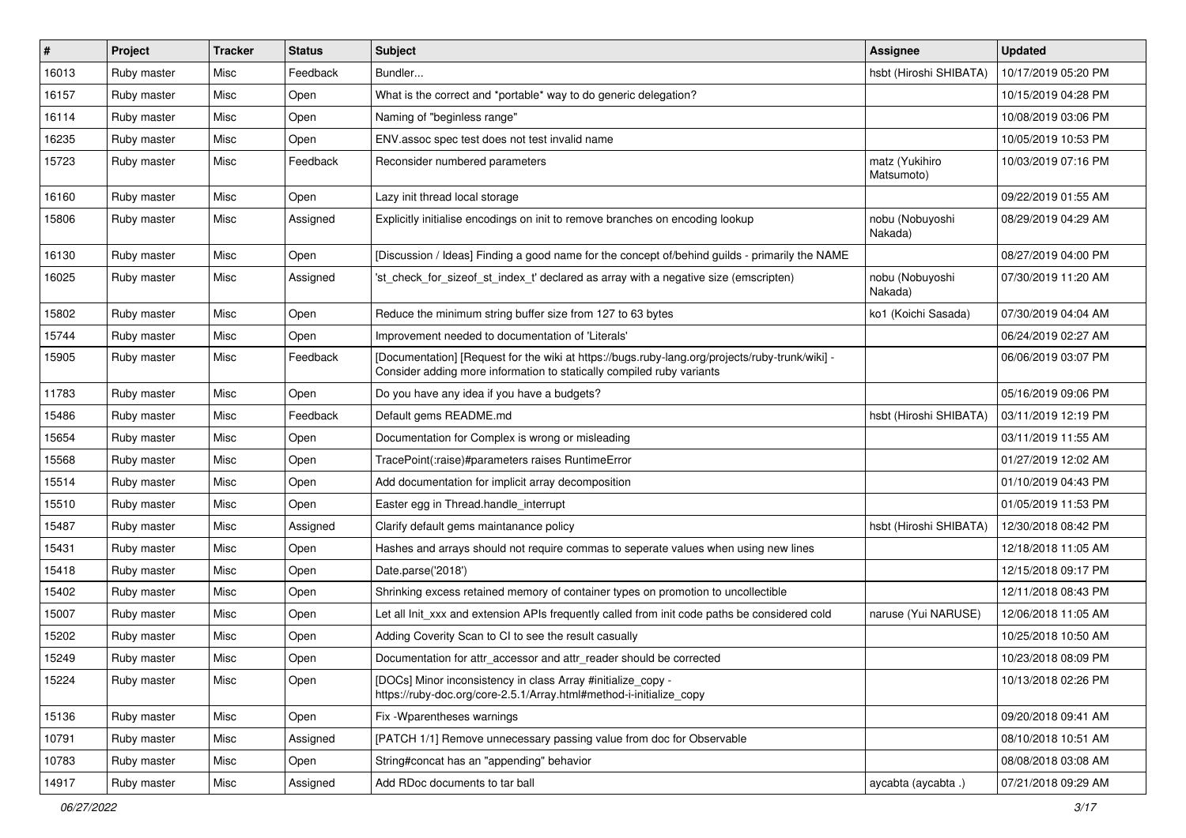| # | Project | Tracker | Status | Subject | Assignee | Updated |
|---|---|---|---|---|---|---|
| 16013 | Ruby master | Misc | Feedback | Bundler... | hsbt (Hiroshi SHIBATA) | 10/17/2019 05:20 PM |
| 16157 | Ruby master | Misc | Open | What is the correct and *portable* way to do generic delegation? | | 10/15/2019 04:28 PM |
| 16114 | Ruby master | Misc | Open | Naming of "beginless range" | | 10/08/2019 03:06 PM |
| 16235 | Ruby master | Misc | Open | ENV.assoc spec test does not test invalid name | | 10/05/2019 10:53 PM |
| 15723 | Ruby master | Misc | Feedback | Reconsider numbered parameters | matz (Yukihiro Matsumoto) | 10/03/2019 07:16 PM |
| 16160 | Ruby master | Misc | Open | Lazy init thread local storage | | 09/22/2019 01:55 AM |
| 15806 | Ruby master | Misc | Assigned | Explicitly initialise encodings on init to remove branches on encoding lookup | nobu (Nobuyoshi Nakada) | 08/29/2019 04:29 AM |
| 16130 | Ruby master | Misc | Open | [Discussion / Ideas] Finding a good name for the concept of/behind guilds - primarily the NAME | | 08/27/2019 04:00 PM |
| 16025 | Ruby master | Misc | Assigned | 'st_check_for_sizeof_st_index_t' declared as array with a negative size (emscripten) | nobu (Nobuyoshi Nakada) | 07/30/2019 11:20 AM |
| 15802 | Ruby master | Misc | Open | Reduce the minimum string buffer size from 127 to 63 bytes | ko1 (Koichi Sasada) | 07/30/2019 04:04 AM |
| 15744 | Ruby master | Misc | Open | Improvement needed to documentation of 'Literals' | | 06/24/2019 02:27 AM |
| 15905 | Ruby master | Misc | Feedback | [Documentation] [Request for the wiki at https://bugs.ruby-lang.org/projects/ruby-trunk/wiki] - Consider adding more information to statically compiled ruby variants | | 06/06/2019 03:07 PM |
| 11783 | Ruby master | Misc | Open | Do you have any idea if you have a budgets? | | 05/16/2019 09:06 PM |
| 15486 | Ruby master | Misc | Feedback | Default gems README.md | hsbt (Hiroshi SHIBATA) | 03/11/2019 12:19 PM |
| 15654 | Ruby master | Misc | Open | Documentation for Complex is wrong or misleading | | 03/11/2019 11:55 AM |
| 15568 | Ruby master | Misc | Open | TracePoint(:raise)#parameters raises RuntimeError | | 01/27/2019 12:02 AM |
| 15514 | Ruby master | Misc | Open | Add documentation for implicit array decomposition | | 01/10/2019 04:43 PM |
| 15510 | Ruby master | Misc | Open | Easter egg in Thread.handle_interrupt | | 01/05/2019 11:53 PM |
| 15487 | Ruby master | Misc | Assigned | Clarify default gems maintanance policy | hsbt (Hiroshi SHIBATA) | 12/30/2018 08:42 PM |
| 15431 | Ruby master | Misc | Open | Hashes and arrays should not require commas to seperate values when using new lines | | 12/18/2018 11:05 AM |
| 15418 | Ruby master | Misc | Open | Date.parse('2018') | | 12/15/2018 09:17 PM |
| 15402 | Ruby master | Misc | Open | Shrinking excess retained memory of container types on promotion to uncollectible | | 12/11/2018 08:43 PM |
| 15007 | Ruby master | Misc | Open | Let all Init_xxx and extension APIs frequently called from init code paths be considered cold | naruse (Yui NARUSE) | 12/06/2018 11:05 AM |
| 15202 | Ruby master | Misc | Open | Adding Coverity Scan to CI to see the result casually | | 10/25/2018 10:50 AM |
| 15249 | Ruby master | Misc | Open | Documentation for attr_accessor and attr_reader should be corrected | | 10/23/2018 08:09 PM |
| 15224 | Ruby master | Misc | Open | [DOCs] Minor inconsistency in class Array #initialize_copy - https://ruby-doc.org/core-2.5.1/Array.html#method-i-initialize_copy | | 10/13/2018 02:26 PM |
| 15136 | Ruby master | Misc | Open | Fix -Wparentheses warnings | | 09/20/2018 09:41 AM |
| 10791 | Ruby master | Misc | Assigned | [PATCH 1/1] Remove unnecessary passing value from doc for Observable | | 08/10/2018 10:51 AM |
| 10783 | Ruby master | Misc | Open | String#concat has an "appending" behavior | | 08/08/2018 03:08 AM |
| 14917 | Ruby master | Misc | Assigned | Add RDoc documents to tar ball | aycabta (aycabta .) | 07/21/2018 09:29 AM |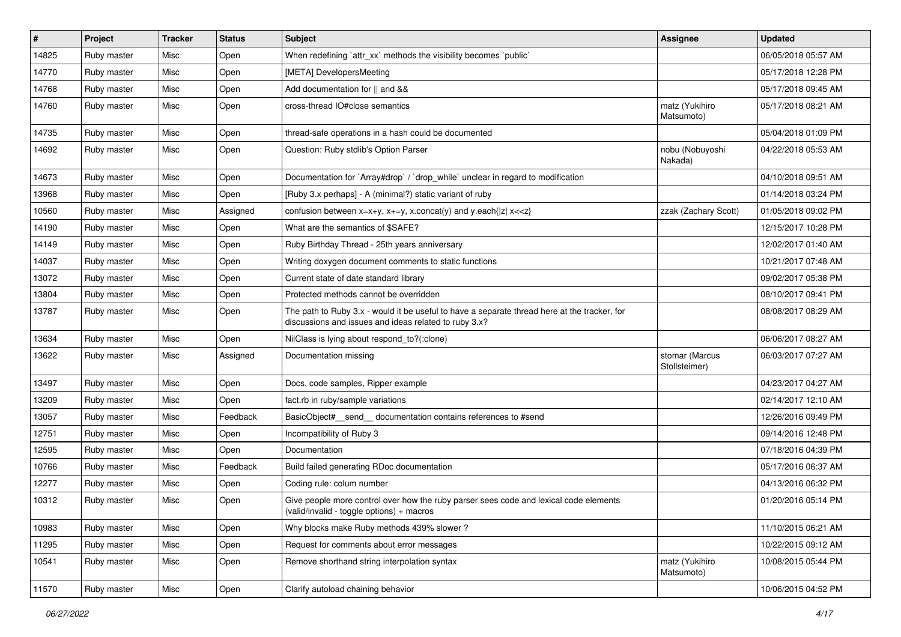| # | Project | Tracker | Status | Subject | Assignee | Updated |
|---|---|---|---|---|---|---|
| 14825 | Ruby master | Misc | Open | When redefining `attr_xx` methods the visibility becomes `public` | | 06/05/2018 05:57 AM |
| 14770 | Ruby master | Misc | Open | [META] DevelopersMeeting | | 05/17/2018 12:28 PM |
| 14768 | Ruby master | Misc | Open | Add documentation for \|\| and && | | 05/17/2018 09:45 AM |
| 14760 | Ruby master | Misc | Open | cross-thread IO#close semantics | matz (Yukihiro Matsumoto) | 05/17/2018 08:21 AM |
| 14735 | Ruby master | Misc | Open | thread-safe operations in a hash could be documented | | 05/04/2018 01:09 PM |
| 14692 | Ruby master | Misc | Open | Question: Ruby stdlib's Option Parser | nobu (Nobuyoshi Nakada) | 04/22/2018 05:53 AM |
| 14673 | Ruby master | Misc | Open | Documentation for `Array#drop` / `drop_while` unclear in regard to modification | | 04/10/2018 09:51 AM |
| 13968 | Ruby master | Misc | Open | [Ruby 3.x perhaps] - A (minimal?) static variant of ruby | | 01/14/2018 03:24 PM |
| 10560 | Ruby master | Misc | Assigned | confusion between x=x+y, x+=y, x.concat(y) and y.each{\|z\| x<<z} | zzak (Zachary Scott) | 01/05/2018 09:02 PM |
| 14190 | Ruby master | Misc | Open | What are the semantics of $SAFE? | | 12/15/2017 10:28 PM |
| 14149 | Ruby master | Misc | Open | Ruby Birthday Thread - 25th years anniversary | | 12/02/2017 01:40 AM |
| 14037 | Ruby master | Misc | Open | Writing doxygen document comments to static functions | | 10/21/2017 07:48 AM |
| 13072 | Ruby master | Misc | Open | Current state of date standard library | | 09/02/2017 05:38 PM |
| 13804 | Ruby master | Misc | Open | Protected methods cannot be overridden | | 08/10/2017 09:41 PM |
| 13787 | Ruby master | Misc | Open | The path to Ruby 3.x - would it be useful to have a separate thread here at the tracker, for discussions and issues and ideas related to ruby 3.x? | | 08/08/2017 08:29 AM |
| 13634 | Ruby master | Misc | Open | NilClass is lying about respond_to?(:clone) | | 06/06/2017 08:27 AM |
| 13622 | Ruby master | Misc | Assigned | Documentation missing | stomar (Marcus Stollsteimer) | 06/03/2017 07:27 AM |
| 13497 | Ruby master | Misc | Open | Docs, code samples, Ripper example | | 04/23/2017 04:27 AM |
| 13209 | Ruby master | Misc | Open | fact.rb in ruby/sample variations | | 02/14/2017 12:10 AM |
| 13057 | Ruby master | Misc | Feedback | BasicObject#__send__ documentation contains references to #send | | 12/26/2016 09:49 PM |
| 12751 | Ruby master | Misc | Open | Incompatibility of Ruby 3 | | 09/14/2016 12:48 PM |
| 12595 | Ruby master | Misc | Open | Documentation | | 07/18/2016 04:39 PM |
| 10766 | Ruby master | Misc | Feedback | Build failed generating RDoc documentation | | 05/17/2016 06:37 AM |
| 12277 | Ruby master | Misc | Open | Coding rule: colum number | | 04/13/2016 06:32 PM |
| 10312 | Ruby master | Misc | Open | Give people more control over how the ruby parser sees code and lexical code elements (valid/invalid - toggle options) + macros | | 01/20/2016 05:14 PM |
| 10983 | Ruby master | Misc | Open | Why blocks make Ruby methods 439% slower ? | | 11/10/2015 06:21 AM |
| 11295 | Ruby master | Misc | Open | Request for comments about error messages | | 10/22/2015 09:12 AM |
| 10541 | Ruby master | Misc | Open | Remove shorthand string interpolation syntax | matz (Yukihiro Matsumoto) | 10/08/2015 05:44 PM |
| 11570 | Ruby master | Misc | Open | Clarify autoload chaining behavior | | 10/06/2015 04:52 PM |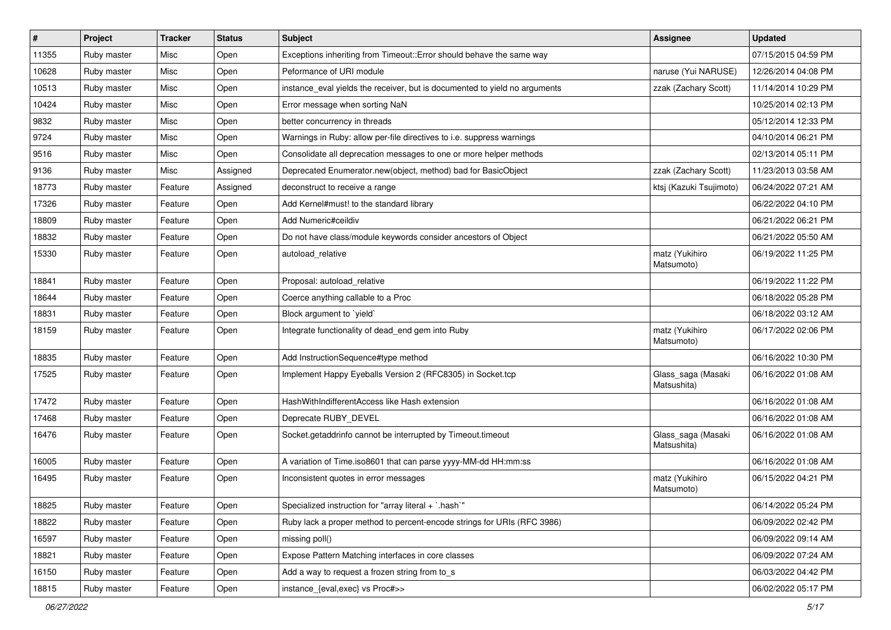| # | Project | Tracker | Status | Subject | Assignee | Updated |
| --- | --- | --- | --- | --- | --- | --- |
| 11355 | Ruby master | Misc | Open | Exceptions inheriting from Timeout::Error should behave the same way | | 07/15/2015 04:59 PM |
| 10628 | Ruby master | Misc | Open | Peformance of URI module | naruse (Yui NARUSE) | 12/26/2014 04:08 PM |
| 10513 | Ruby master | Misc | Open | instance_eval yields the receiver, but is documented to yield no arguments | zzak (Zachary Scott) | 11/14/2014 10:29 PM |
| 10424 | Ruby master | Misc | Open | Error message when sorting NaN | | 10/25/2014 02:13 PM |
| 9832 | Ruby master | Misc | Open | better concurrency in threads | | 05/12/2014 12:33 PM |
| 9724 | Ruby master | Misc | Open | Warnings in Ruby: allow per-file directives to i.e. suppress warnings | | 04/10/2014 06:21 PM |
| 9516 | Ruby master | Misc | Open | Consolidate all deprecation messages to one or more helper methods | | 02/13/2014 05:11 PM |
| 9136 | Ruby master | Misc | Assigned | Deprecated Enumerator.new(object, method) bad for BasicObject | zzak (Zachary Scott) | 11/23/2013 03:58 AM |
| 18773 | Ruby master | Feature | Assigned | deconstruct to receive a range | ktsj (Kazuki Tsujimoto) | 06/24/2022 07:21 AM |
| 17326 | Ruby master | Feature | Open | Add Kernel#must! to the standard library | | 06/22/2022 04:10 PM |
| 18809 | Ruby master | Feature | Open | Add Numeric#ceildiv | | 06/21/2022 06:21 PM |
| 18832 | Ruby master | Feature | Open | Do not have class/module keywords consider ancestors of Object | | 06/21/2022 05:50 AM |
| 15330 | Ruby master | Feature | Open | autoload_relative | matz (Yukihiro Matsumoto) | 06/19/2022 11:25 PM |
| 18841 | Ruby master | Feature | Open | Proposal: autoload_relative | | 06/19/2022 11:22 PM |
| 18644 | Ruby master | Feature | Open | Coerce anything callable to a Proc | | 06/18/2022 05:28 PM |
| 18831 | Ruby master | Feature | Open | Block argument to `yield` | | 06/18/2022 03:12 AM |
| 18159 | Ruby master | Feature | Open | Integrate functionality of dead_end gem into Ruby | matz (Yukihiro Matsumoto) | 06/17/2022 02:06 PM |
| 18835 | Ruby master | Feature | Open | Add InstructionSequence#type method | | 06/16/2022 10:30 PM |
| 17525 | Ruby master | Feature | Open | Implement Happy Eyeballs Version 2 (RFC8305) in Socket.tcp | Glass_saga (Masaki Matsushita) | 06/16/2022 01:08 AM |
| 17472 | Ruby master | Feature | Open | HashWithIndifferentAccess like Hash extension | | 06/16/2022 01:08 AM |
| 17468 | Ruby master | Feature | Open | Deprecate RUBY_DEVEL | | 06/16/2022 01:08 AM |
| 16476 | Ruby master | Feature | Open | Socket.getaddrinfo cannot be interrupted by Timeout.timeout | Glass_saga (Masaki Matsushita) | 06/16/2022 01:08 AM |
| 16005 | Ruby master | Feature | Open | A variation of Time.iso8601 that can parse yyyy-MM-dd HH:mm:ss | | 06/16/2022 01:08 AM |
| 16495 | Ruby master | Feature | Open | Inconsistent quotes in error messages | matz (Yukihiro Matsumoto) | 06/15/2022 04:21 PM |
| 18825 | Ruby master | Feature | Open | Specialized instruction for "array literal + `.hash`" | | 06/14/2022 05:24 PM |
| 18822 | Ruby master | Feature | Open | Ruby lack a proper method to percent-encode strings for URIs (RFC 3986) | | 06/09/2022 02:42 PM |
| 16597 | Ruby master | Feature | Open | missing poll() | | 06/09/2022 09:14 AM |
| 18821 | Ruby master | Feature | Open | Expose Pattern Matching interfaces in core classes | | 06/09/2022 07:24 AM |
| 16150 | Ruby master | Feature | Open | Add a way to request a frozen string from to_s | | 06/03/2022 04:42 PM |
| 18815 | Ruby master | Feature | Open | instance_{eval,exec} vs Proc#>> | | 06/02/2022 05:17 PM |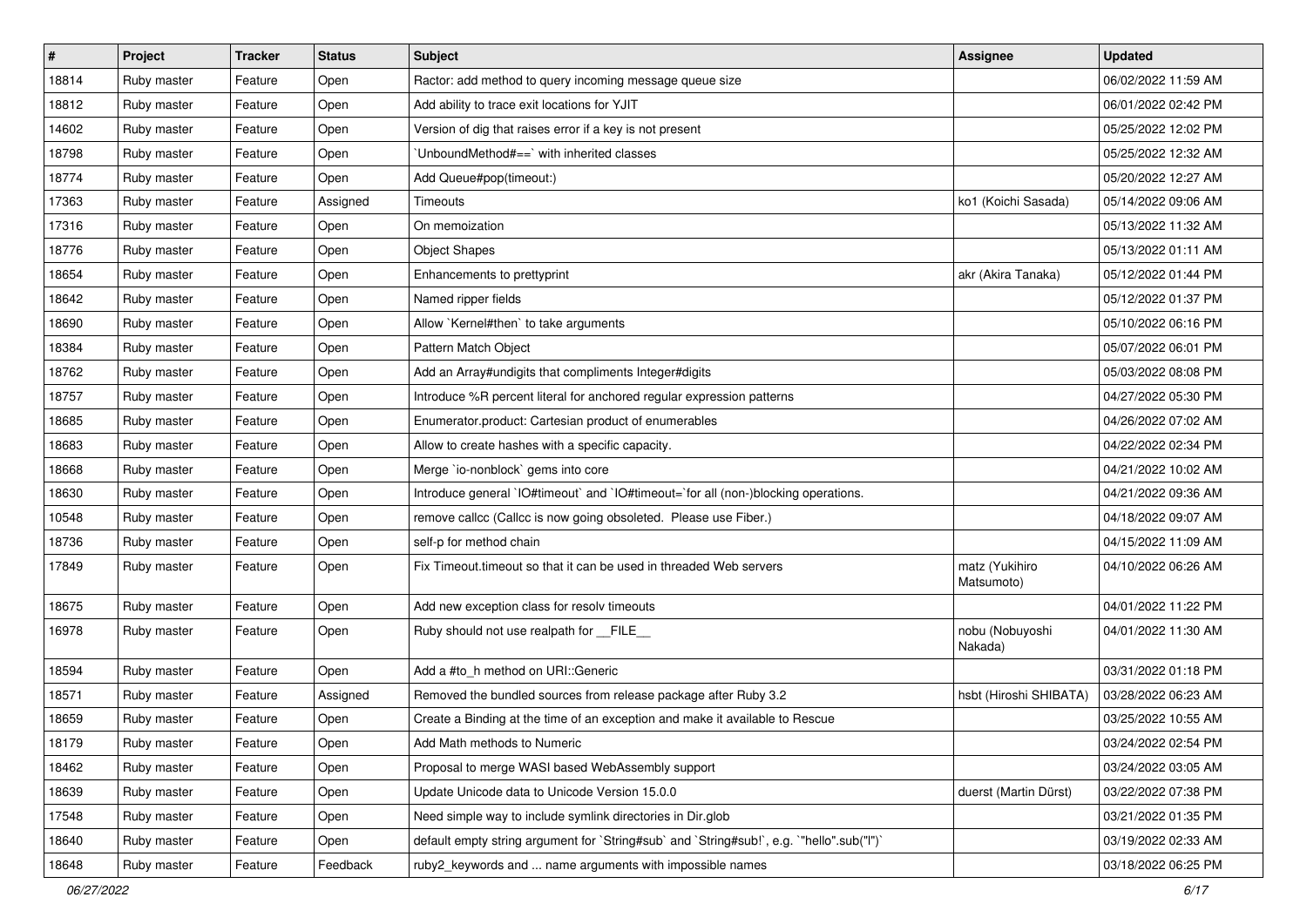| # | Project | Tracker | Status | Subject | Assignee | Updated |
|---|---|---|---|---|---|---|
| 18814 | Ruby master | Feature | Open | Ractor: add method to query incoming message queue size | | 06/02/2022 11:59 AM |
| 18812 | Ruby master | Feature | Open | Add ability to trace exit locations for YJIT | | 06/01/2022 02:42 PM |
| 14602 | Ruby master | Feature | Open | Version of dig that raises error if a key is not present | | 05/25/2022 12:02 PM |
| 18798 | Ruby master | Feature | Open | `UnboundMethod#==` with inherited classes | | 05/25/2022 12:32 AM |
| 18774 | Ruby master | Feature | Open | Add Queue#pop(timeout:) | | 05/20/2022 12:27 AM |
| 17363 | Ruby master | Feature | Assigned | Timeouts | ko1 (Koichi Sasada) | 05/14/2022 09:06 AM |
| 17316 | Ruby master | Feature | Open | On memoization | | 05/13/2022 11:32 AM |
| 18776 | Ruby master | Feature | Open | Object Shapes | | 05/13/2022 01:11 AM |
| 18654 | Ruby master | Feature | Open | Enhancements to prettyprint | akr (Akira Tanaka) | 05/12/2022 01:44 PM |
| 18642 | Ruby master | Feature | Open | Named ripper fields | | 05/12/2022 01:37 PM |
| 18690 | Ruby master | Feature | Open | Allow `Kernel#then` to take arguments | | 05/10/2022 06:16 PM |
| 18384 | Ruby master | Feature | Open | Pattern Match Object | | 05/07/2022 06:01 PM |
| 18762 | Ruby master | Feature | Open | Add an Array#undigits that compliments Integer#digits | | 05/03/2022 08:08 PM |
| 18757 | Ruby master | Feature | Open | Introduce %R percent literal for anchored regular expression patterns | | 04/27/2022 05:30 PM |
| 18685 | Ruby master | Feature | Open | Enumerator.product: Cartesian product of enumerables | | 04/26/2022 07:02 AM |
| 18683 | Ruby master | Feature | Open | Allow to create hashes with a specific capacity. | | 04/22/2022 02:34 PM |
| 18668 | Ruby master | Feature | Open | Merge `io-nonblock` gems into core | | 04/21/2022 10:02 AM |
| 18630 | Ruby master | Feature | Open | Introduce general `IO#timeout` and `IO#timeout=`for all (non-)blocking operations. | | 04/21/2022 09:36 AM |
| 10548 | Ruby master | Feature | Open | remove callcc (Callcc is now going obsoleted. Please use Fiber.) | | 04/18/2022 09:07 AM |
| 18736 | Ruby master | Feature | Open | self-p for method chain | | 04/15/2022 11:09 AM |
| 17849 | Ruby master | Feature | Open | Fix Timeout.timeout so that it can be used in threaded Web servers | matz (Yukihiro Matsumoto) | 04/10/2022 06:26 AM |
| 18675 | Ruby master | Feature | Open | Add new exception class for resolv timeouts | | 04/01/2022 11:22 PM |
| 16978 | Ruby master | Feature | Open | Ruby should not use realpath for __FILE__ | nobu (Nobuyoshi Nakada) | 04/01/2022 11:30 AM |
| 18594 | Ruby master | Feature | Open | Add a #to_h method on URI::Generic | | 03/31/2022 01:18 PM |
| 18571 | Ruby master | Feature | Assigned | Removed the bundled sources from release package after Ruby 3.2 | hsbt (Hiroshi SHIBATA) | 03/28/2022 06:23 AM |
| 18659 | Ruby master | Feature | Open | Create a Binding at the time of an exception and make it available to Rescue | | 03/25/2022 10:55 AM |
| 18179 | Ruby master | Feature | Open | Add Math methods to Numeric | | 03/24/2022 02:54 PM |
| 18462 | Ruby master | Feature | Open | Proposal to merge WASI based WebAssembly support | | 03/24/2022 03:05 AM |
| 18639 | Ruby master | Feature | Open | Update Unicode data to Unicode Version 15.0.0 | duerst (Martin Dürst) | 03/22/2022 07:38 PM |
| 17548 | Ruby master | Feature | Open | Need simple way to include symlink directories in Dir.glob | | 03/21/2022 01:35 PM |
| 18640 | Ruby master | Feature | Open | default empty string argument for `String#sub` and `String#sub!`, e.g. `"hello".sub("l")` | | 03/19/2022 02:33 AM |
| 18648 | Ruby master | Feature | Feedback | ruby2_keywords and ... name arguments with impossible names | | 03/18/2022 06:25 PM |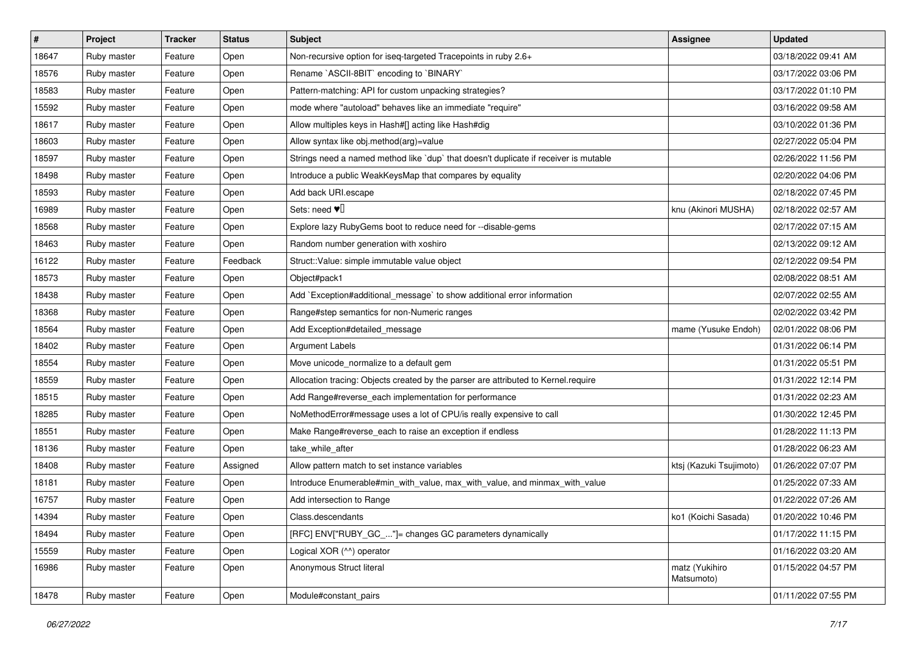| # | Project | Tracker | Status | Subject | Assignee | Updated |
|---|---|---|---|---|---|---|
| 18647 | Ruby master | Feature | Open | Non-recursive option for iseq-targeted Tracepoints in ruby 2.6+ | | 03/18/2022 09:41 AM |
| 18576 | Ruby master | Feature | Open | Rename `ASCII-8BIT` encoding to `BINARY` | | 03/17/2022 03:06 PM |
| 18583 | Ruby master | Feature | Open | Pattern-matching: API for custom unpacking strategies? | | 03/17/2022 01:10 PM |
| 15592 | Ruby master | Feature | Open | mode where "autoload" behaves like an immediate "require" | | 03/16/2022 09:58 AM |
| 18617 | Ruby master | Feature | Open | Allow multiples keys in Hash#[] acting like Hash#dig | | 03/10/2022 01:36 PM |
| 18603 | Ruby master | Feature | Open | Allow syntax like obj.method(arg)=value | | 02/27/2022 05:04 PM |
| 18597 | Ruby master | Feature | Open | Strings need a named method like `dup` that doesn't duplicate if receiver is mutable | | 02/26/2022 11:56 PM |
| 18498 | Ruby master | Feature | Open | Introduce a public WeakKeysMap that compares by equality | | 02/20/2022 04:06 PM |
| 18593 | Ruby master | Feature | Open | Add back URI.escape | | 02/18/2022 07:45 PM |
| 16989 | Ruby master | Feature | Open | Sets: need ♥️ | knu (Akinori MUSHA) | 02/18/2022 02:57 AM |
| 18568 | Ruby master | Feature | Open | Explore lazy RubyGems boot to reduce need for --disable-gems | | 02/17/2022 07:15 AM |
| 18463 | Ruby master | Feature | Open | Random number generation with xoshiro | | 02/13/2022 09:12 AM |
| 16122 | Ruby master | Feature | Feedback | Struct::Value: simple immutable value object | | 02/12/2022 09:54 PM |
| 18573 | Ruby master | Feature | Open | Object#pack1 | | 02/08/2022 08:51 AM |
| 18438 | Ruby master | Feature | Open | Add `Exception#additional_message` to show additional error information | | 02/07/2022 02:55 AM |
| 18368 | Ruby master | Feature | Open | Range#step semantics for non-Numeric ranges | | 02/02/2022 03:42 PM |
| 18564 | Ruby master | Feature | Open | Add Exception#detailed_message | mame (Yusuke Endoh) | 02/01/2022 08:06 PM |
| 18402 | Ruby master | Feature | Open | Argument Labels | | 01/31/2022 06:14 PM |
| 18554 | Ruby master | Feature | Open | Move unicode_normalize to a default gem | | 01/31/2022 05:51 PM |
| 18559 | Ruby master | Feature | Open | Allocation tracing: Objects created by the parser are attributed to Kernel.require | | 01/31/2022 12:14 PM |
| 18515 | Ruby master | Feature | Open | Add Range#reverse_each implementation for performance | | 01/31/2022 02:23 AM |
| 18285 | Ruby master | Feature | Open | NoMethodError#message uses a lot of CPU/is really expensive to call | | 01/30/2022 12:45 PM |
| 18551 | Ruby master | Feature | Open | Make Range#reverse_each to raise an exception if endless | | 01/28/2022 11:13 PM |
| 18136 | Ruby master | Feature | Open | take_while_after | | 01/28/2022 06:23 AM |
| 18408 | Ruby master | Feature | Assigned | Allow pattern match to set instance variables | ktsj (Kazuki Tsujimoto) | 01/26/2022 07:07 PM |
| 18181 | Ruby master | Feature | Open | Introduce Enumerable#min_with_value, max_with_value, and minmax_with_value | | 01/25/2022 07:33 AM |
| 16757 | Ruby master | Feature | Open | Add intersection to Range | | 01/22/2022 07:26 AM |
| 14394 | Ruby master | Feature | Open | Class.descendants | ko1 (Koichi Sasada) | 01/20/2022 10:46 PM |
| 18494 | Ruby master | Feature | Open | [RFC] ENV["RUBY_GC_..."]= changes GC parameters dynamically | | 01/17/2022 11:15 PM |
| 15559 | Ruby master | Feature | Open | Logical XOR (^^) operator | | 01/16/2022 03:20 AM |
| 16986 | Ruby master | Feature | Open | Anonymous Struct literal | matz (Yukihiro Matsumoto) | 01/15/2022 04:57 PM |
| 18478 | Ruby master | Feature | Open | Module#constant_pairs | | 01/11/2022 07:55 PM |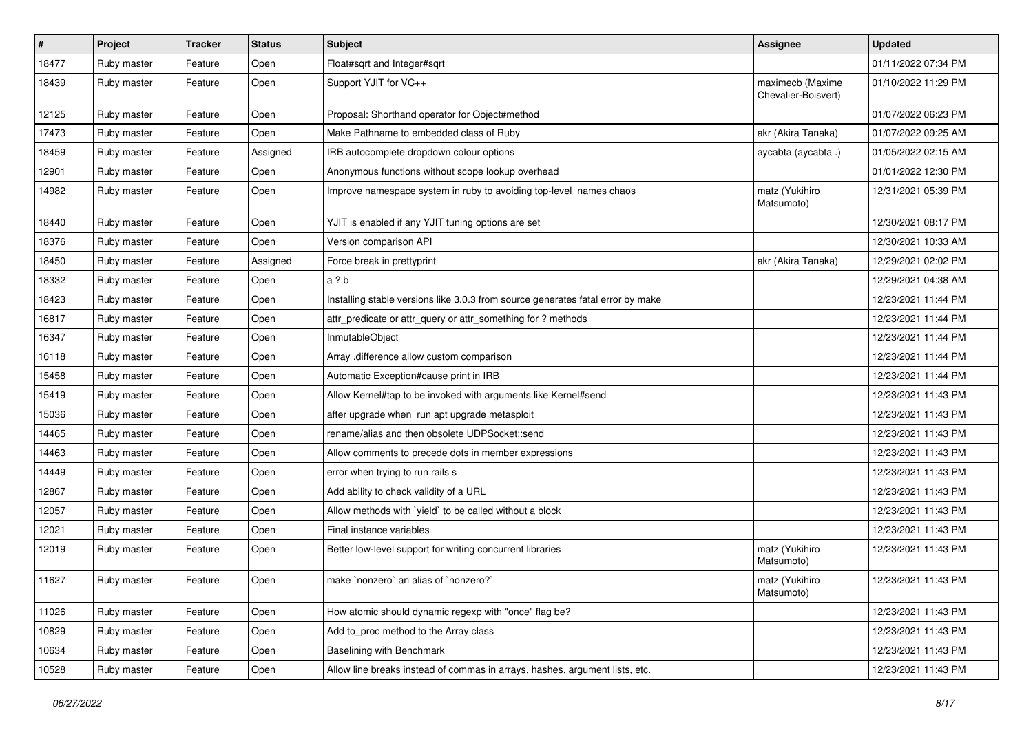| # | Project | Tracker | Status | Subject | Assignee | Updated |
|---|---|---|---|---|---|---|
| 18477 | Ruby master | Feature | Open | Float#sqrt and Integer#sqrt | | 01/11/2022 07:34 PM |
| 18439 | Ruby master | Feature | Open | Support YJIT for VC++ | maximecb (Maxime Chevalier-Boisvert) | 01/10/2022 11:29 PM |
| 12125 | Ruby master | Feature | Open | Proposal: Shorthand operator for Object#method | | 01/07/2022 06:23 PM |
| 17473 | Ruby master | Feature | Open | Make Pathname to embedded class of Ruby | akr (Akira Tanaka) | 01/07/2022 09:25 AM |
| 18459 | Ruby master | Feature | Assigned | IRB autocomplete dropdown colour options | aycabta (aycabta .) | 01/05/2022 02:15 AM |
| 12901 | Ruby master | Feature | Open | Anonymous functions without scope lookup overhead | | 01/01/2022 12:30 PM |
| 14982 | Ruby master | Feature | Open | Improve namespace system in ruby to avoiding top-level names chaos | matz (Yukihiro Matsumoto) | 12/31/2021 05:39 PM |
| 18440 | Ruby master | Feature | Open | YJIT is enabled if any YJIT tuning options are set | | 12/30/2021 08:17 PM |
| 18376 | Ruby master | Feature | Open | Version comparison API | | 12/30/2021 10:33 AM |
| 18450 | Ruby master | Feature | Assigned | Force break in prettyprint | akr (Akira Tanaka) | 12/29/2021 02:02 PM |
| 18332 | Ruby master | Feature | Open | a ? b | | 12/29/2021 04:38 AM |
| 18423 | Ruby master | Feature | Open | Installing stable versions like 3.0.3 from source generates fatal error by make | | 12/23/2021 11:44 PM |
| 16817 | Ruby master | Feature | Open | attr_predicate or attr_query or attr_something for ? methods | | 12/23/2021 11:44 PM |
| 16347 | Ruby master | Feature | Open | InmutableObject | | 12/23/2021 11:44 PM |
| 16118 | Ruby master | Feature | Open | Array .difference allow custom comparison | | 12/23/2021 11:44 PM |
| 15458 | Ruby master | Feature | Open | Automatic Exception#cause print in IRB | | 12/23/2021 11:44 PM |
| 15419 | Ruby master | Feature | Open | Allow Kernel#tap to be invoked with arguments like Kernel#send | | 12/23/2021 11:43 PM |
| 15036 | Ruby master | Feature | Open | after upgrade when run apt upgrade metasploit | | 12/23/2021 11:43 PM |
| 14465 | Ruby master | Feature | Open | rename/alias and then obsolete UDPSocket::send | | 12/23/2021 11:43 PM |
| 14463 | Ruby master | Feature | Open | Allow comments to precede dots in member expressions | | 12/23/2021 11:43 PM |
| 14449 | Ruby master | Feature | Open | error when trying to run rails s | | 12/23/2021 11:43 PM |
| 12867 | Ruby master | Feature | Open | Add ability to check validity of a URL | | 12/23/2021 11:43 PM |
| 12057 | Ruby master | Feature | Open | Allow methods with `yield` to be called without a block | | 12/23/2021 11:43 PM |
| 12021 | Ruby master | Feature | Open | Final instance variables | | 12/23/2021 11:43 PM |
| 12019 | Ruby master | Feature | Open | Better low-level support for writing concurrent libraries | matz (Yukihiro Matsumoto) | 12/23/2021 11:43 PM |
| 11627 | Ruby master | Feature | Open | make `nonzero` an alias of `nonzero?` | matz (Yukihiro Matsumoto) | 12/23/2021 11:43 PM |
| 11026 | Ruby master | Feature | Open | How atomic should dynamic regexp with "once" flag be? | | 12/23/2021 11:43 PM |
| 10829 | Ruby master | Feature | Open | Add to_proc method to the Array class | | 12/23/2021 11:43 PM |
| 10634 | Ruby master | Feature | Open | Baselining with Benchmark | | 12/23/2021 11:43 PM |
| 10528 | Ruby master | Feature | Open | Allow line breaks instead of commas in arrays, hashes, argument lists, etc. | | 12/23/2021 11:43 PM |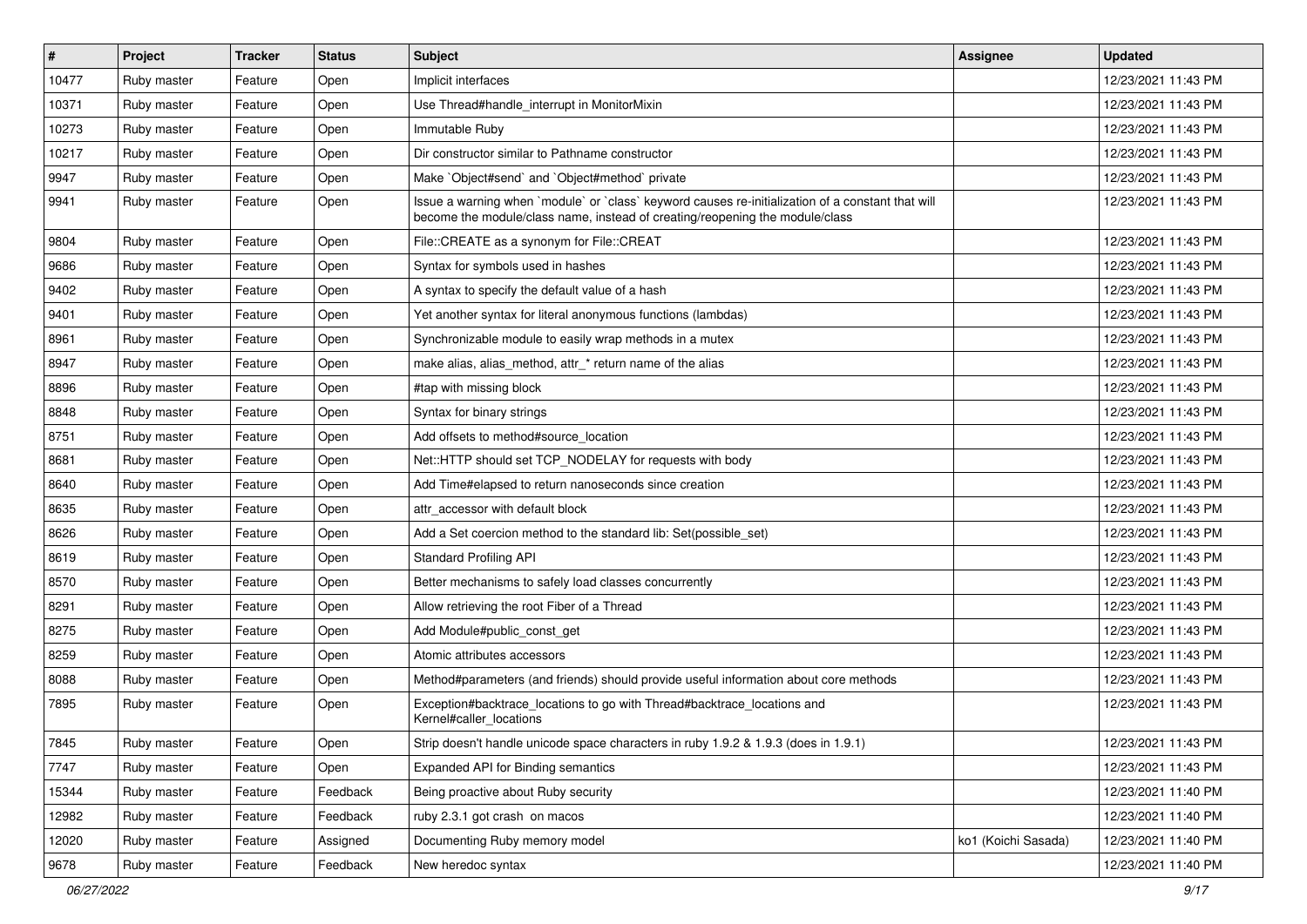| # | Project | Tracker | Status | Subject | Assignee | Updated |
|---|---|---|---|---|---|---|
| 10477 | Ruby master | Feature | Open | Implicit interfaces | | 12/23/2021 11:43 PM |
| 10371 | Ruby master | Feature | Open | Use Thread#handle_interrupt in MonitorMixin | | 12/23/2021 11:43 PM |
| 10273 | Ruby master | Feature | Open | Immutable Ruby | | 12/23/2021 11:43 PM |
| 10217 | Ruby master | Feature | Open | Dir constructor similar to Pathname constructor | | 12/23/2021 11:43 PM |
| 9947 | Ruby master | Feature | Open | Make `Object#send` and `Object#method` private | | 12/23/2021 11:43 PM |
| 9941 | Ruby master | Feature | Open | Issue a warning when `module` or `class` keyword causes re-initialization of a constant that will become the module/class name, instead of creating/reopening the module/class | | 12/23/2021 11:43 PM |
| 9804 | Ruby master | Feature | Open | File::CREATE as a synonym for File::CREAT | | 12/23/2021 11:43 PM |
| 9686 | Ruby master | Feature | Open | Syntax for symbols used in hashes | | 12/23/2021 11:43 PM |
| 9402 | Ruby master | Feature | Open | A syntax to specify the default value of a hash | | 12/23/2021 11:43 PM |
| 9401 | Ruby master | Feature | Open | Yet another syntax for literal anonymous functions (lambdas) | | 12/23/2021 11:43 PM |
| 8961 | Ruby master | Feature | Open | Synchronizable module to easily wrap methods in a mutex | | 12/23/2021 11:43 PM |
| 8947 | Ruby master | Feature | Open | make alias, alias_method, attr_* return name of the alias | | 12/23/2021 11:43 PM |
| 8896 | Ruby master | Feature | Open | #tap with missing block | | 12/23/2021 11:43 PM |
| 8848 | Ruby master | Feature | Open | Syntax for binary strings | | 12/23/2021 11:43 PM |
| 8751 | Ruby master | Feature | Open | Add offsets to method#source_location | | 12/23/2021 11:43 PM |
| 8681 | Ruby master | Feature | Open | Net::HTTP should set TCP_NODELAY for requests with body | | 12/23/2021 11:43 PM |
| 8640 | Ruby master | Feature | Open | Add Time#elapsed to return nanoseconds since creation | | 12/23/2021 11:43 PM |
| 8635 | Ruby master | Feature | Open | attr_accessor with default block | | 12/23/2021 11:43 PM |
| 8626 | Ruby master | Feature | Open | Add a Set coercion method to the standard lib: Set(possible_set) | | 12/23/2021 11:43 PM |
| 8619 | Ruby master | Feature | Open | Standard Profiling API | | 12/23/2021 11:43 PM |
| 8570 | Ruby master | Feature | Open | Better mechanisms to safely load classes concurrently | | 12/23/2021 11:43 PM |
| 8291 | Ruby master | Feature | Open | Allow retrieving the root Fiber of a Thread | | 12/23/2021 11:43 PM |
| 8275 | Ruby master | Feature | Open | Add Module#public_const_get | | 12/23/2021 11:43 PM |
| 8259 | Ruby master | Feature | Open | Atomic attributes accessors | | 12/23/2021 11:43 PM |
| 8088 | Ruby master | Feature | Open | Method#parameters (and friends) should provide useful information about core methods | | 12/23/2021 11:43 PM |
| 7895 | Ruby master | Feature | Open | Exception#backtrace_locations to go with Thread#backtrace_locations and Kernel#caller_locations | | 12/23/2021 11:43 PM |
| 7845 | Ruby master | Feature | Open | Strip doesn't handle unicode space characters in ruby 1.9.2 & 1.9.3 (does in 1.9.1) | | 12/23/2021 11:43 PM |
| 7747 | Ruby master | Feature | Open | Expanded API for Binding semantics | | 12/23/2021 11:43 PM |
| 15344 | Ruby master | Feature | Feedback | Being proactive about Ruby security | | 12/23/2021 11:40 PM |
| 12982 | Ruby master | Feature | Feedback | ruby 2.3.1 got crash on macos | | 12/23/2021 11:40 PM |
| 12020 | Ruby master | Feature | Assigned | Documenting Ruby memory model | ko1 (Koichi Sasada) | 12/23/2021 11:40 PM |
| 9678 | Ruby master | Feature | Feedback | New heredoc syntax | | 12/23/2021 11:40 PM |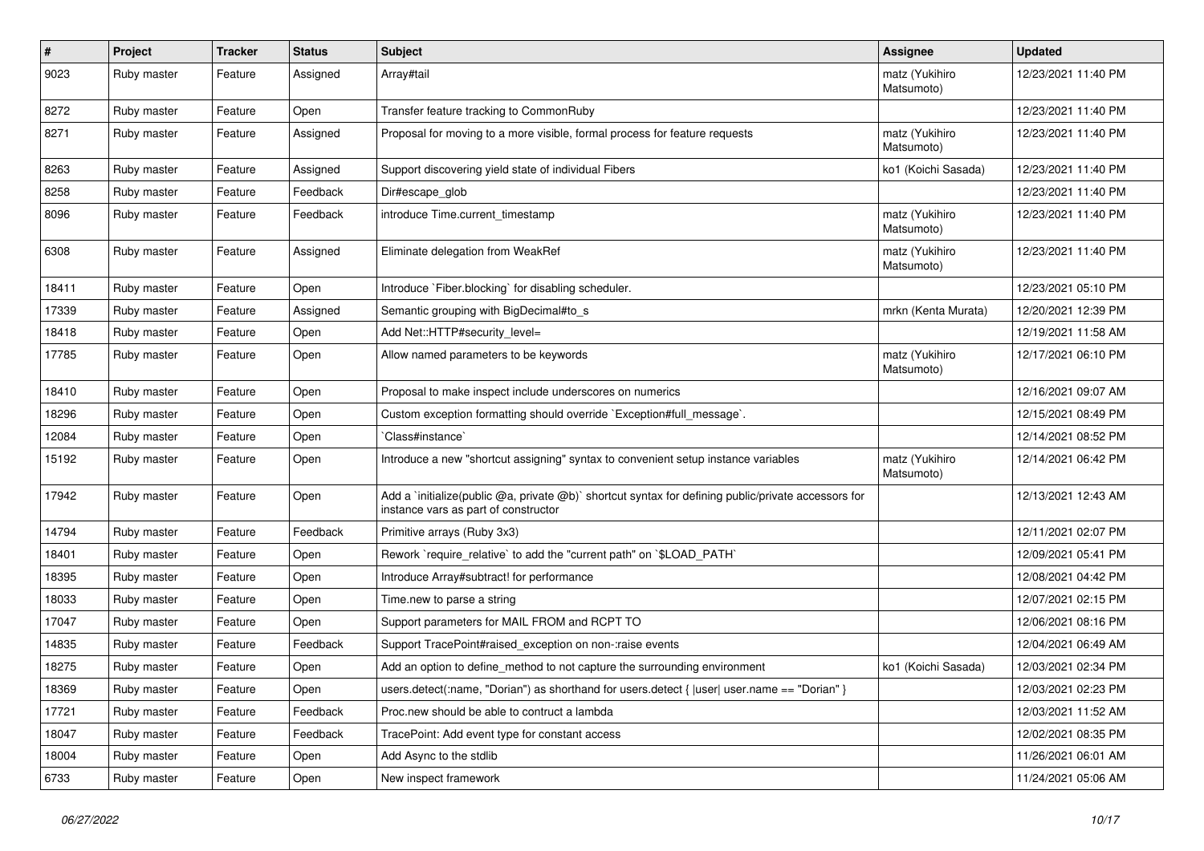| # | Project | Tracker | Status | Subject | Assignee | Updated |
| --- | --- | --- | --- | --- | --- | --- |
| 9023 | Ruby master | Feature | Assigned | Array#tail | matz (Yukihiro Matsumoto) | 12/23/2021 11:40 PM |
| 8272 | Ruby master | Feature | Open | Transfer feature tracking to CommonRuby | | 12/23/2021 11:40 PM |
| 8271 | Ruby master | Feature | Assigned | Proposal for moving to a more visible, formal process for feature requests | matz (Yukihiro Matsumoto) | 12/23/2021 11:40 PM |
| 8263 | Ruby master | Feature | Assigned | Support discovering yield state of individual Fibers | ko1 (Koichi Sasada) | 12/23/2021 11:40 PM |
| 8258 | Ruby master | Feature | Feedback | Dir#escape_glob | | 12/23/2021 11:40 PM |
| 8096 | Ruby master | Feature | Feedback | introduce Time.current_timestamp | matz (Yukihiro Matsumoto) | 12/23/2021 11:40 PM |
| 6308 | Ruby master | Feature | Assigned | Eliminate delegation from WeakRef | matz (Yukihiro Matsumoto) | 12/23/2021 11:40 PM |
| 18411 | Ruby master | Feature | Open | Introduce `Fiber.blocking` for disabling scheduler. | | 12/23/2021 05:10 PM |
| 17339 | Ruby master | Feature | Assigned | Semantic grouping with BigDecimal#to_s | mrkn (Kenta Murata) | 12/20/2021 12:39 PM |
| 18418 | Ruby master | Feature | Open | Add Net::HTTP#security_level= | | 12/19/2021 11:58 AM |
| 17785 | Ruby master | Feature | Open | Allow named parameters to be keywords | matz (Yukihiro Matsumoto) | 12/17/2021 06:10 PM |
| 18410 | Ruby master | Feature | Open | Proposal to make inspect include underscores on numerics | | 12/16/2021 09:07 AM |
| 18296 | Ruby master | Feature | Open | Custom exception formatting should override `Exception#full_message`. | | 12/15/2021 08:49 PM |
| 12084 | Ruby master | Feature | Open | `Class#instance` | | 12/14/2021 08:52 PM |
| 15192 | Ruby master | Feature | Open | Introduce a new "shortcut assigning" syntax to convenient setup instance variables | matz (Yukihiro Matsumoto) | 12/14/2021 06:42 PM |
| 17942 | Ruby master | Feature | Open | Add a `initialize(public @a, private @b)` shortcut syntax for defining public/private accessors for instance vars as part of constructor | | 12/13/2021 12:43 AM |
| 14794 | Ruby master | Feature | Feedback | Primitive arrays (Ruby 3x3) | | 12/11/2021 02:07 PM |
| 18401 | Ruby master | Feature | Open | Rework `require_relative` to add the "current path" on `$LOAD_PATH` | | 12/09/2021 05:41 PM |
| 18395 | Ruby master | Feature | Open | Introduce Array#subtract! for performance | | 12/08/2021 04:42 PM |
| 18033 | Ruby master | Feature | Open | Time.new to parse a string | | 12/07/2021 02:15 PM |
| 17047 | Ruby master | Feature | Open | Support parameters for MAIL FROM and RCPT TO | | 12/06/2021 08:16 PM |
| 14835 | Ruby master | Feature | Feedback | Support TracePoint#raised_exception on non-:raise events | | 12/04/2021 06:49 AM |
| 18275 | Ruby master | Feature | Open | Add an option to define_method to not capture the surrounding environment | ko1 (Koichi Sasada) | 12/03/2021 02:34 PM |
| 18369 | Ruby master | Feature | Open | users.detect(:name, "Dorian") as shorthand for users.detect { \|user\| user.name == "Dorian" } | | 12/03/2021 02:23 PM |
| 17721 | Ruby master | Feature | Feedback | Proc.new should be able to contruct a lambda | | 12/03/2021 11:52 AM |
| 18047 | Ruby master | Feature | Feedback | TracePoint: Add event type for constant access | | 12/02/2021 08:35 PM |
| 18004 | Ruby master | Feature | Open | Add Async to the stdlib | | 11/26/2021 06:01 AM |
| 6733 | Ruby master | Feature | Open | New inspect framework | | 11/24/2021 05:06 AM |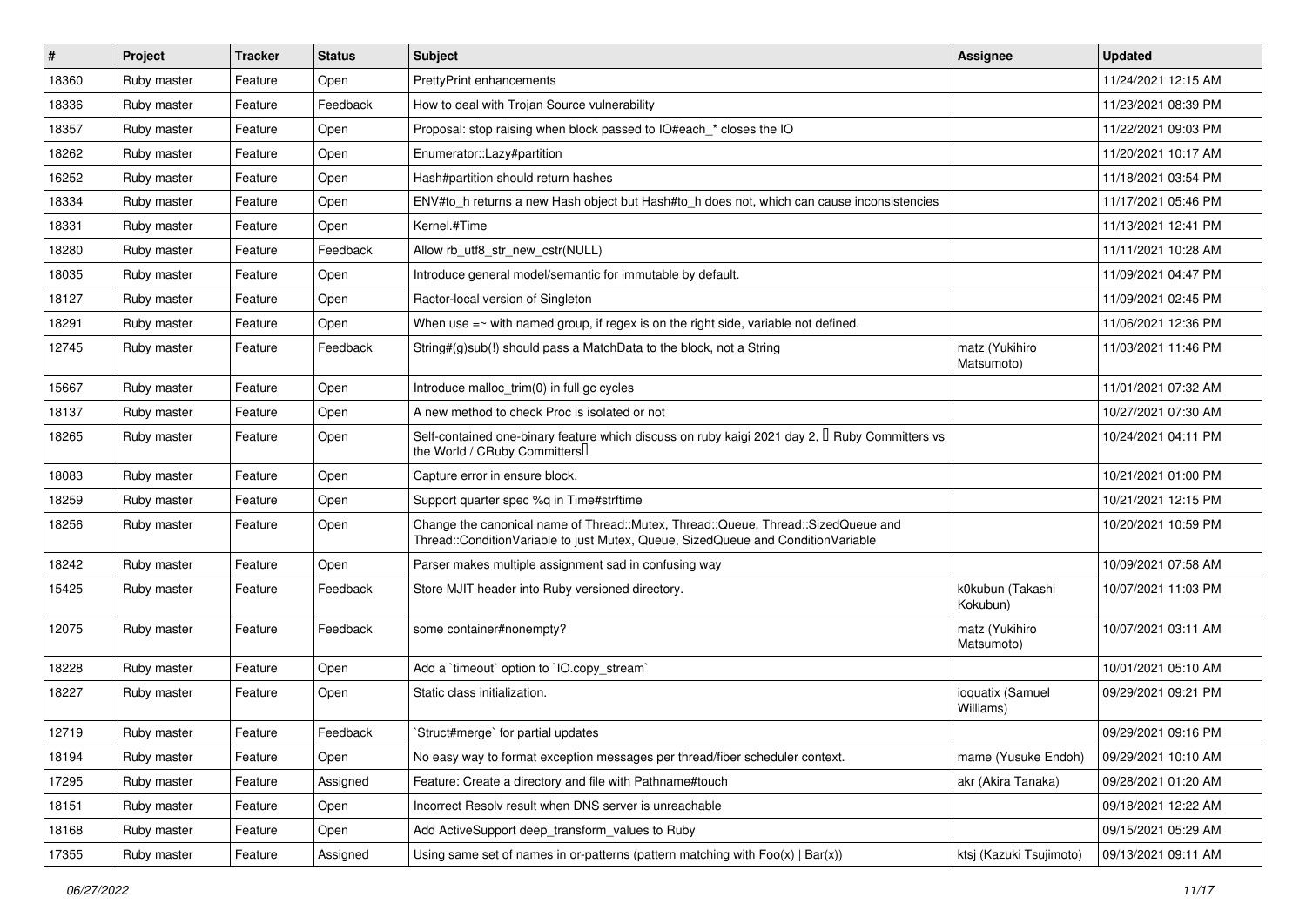| # | Project | Tracker | Status | Subject | Assignee | Updated |
|---|---|---|---|---|---|---|
| 18360 | Ruby master | Feature | Open | PrettyPrint enhancements | | 11/24/2021 12:15 AM |
| 18336 | Ruby master | Feature | Feedback | How to deal with Trojan Source vulnerability | | 11/23/2021 08:39 PM |
| 18357 | Ruby master | Feature | Open | Proposal: stop raising when block passed to IO#each_* closes the IO | | 11/22/2021 09:03 PM |
| 18262 | Ruby master | Feature | Open | Enumerator::Lazy#partition | | 11/20/2021 10:17 AM |
| 16252 | Ruby master | Feature | Open | Hash#partition should return hashes | | 11/18/2021 03:54 PM |
| 18334 | Ruby master | Feature | Open | ENV#to_h returns a new Hash object but Hash#to_h does not, which can cause inconsistencies | | 11/17/2021 05:46 PM |
| 18331 | Ruby master | Feature | Open | Kernel.#Time | | 11/13/2021 12:41 PM |
| 18280 | Ruby master | Feature | Feedback | Allow rb_utf8_str_new_cstr(NULL) | | 11/11/2021 10:28 AM |
| 18035 | Ruby master | Feature | Open | Introduce general model/semantic for immutable by default. | | 11/09/2021 04:47 PM |
| 18127 | Ruby master | Feature | Open | Ractor-local version of Singleton | | 11/09/2021 02:45 PM |
| 18291 | Ruby master | Feature | Open | When use =~ with named group, if regex is on the right side, variable not defined. | | 11/06/2021 12:36 PM |
| 12745 | Ruby master | Feature | Feedback | String#(g)sub(!) should pass a MatchData to the block, not a String | matz (Yukihiro Matsumoto) | 11/03/2021 11:46 PM |
| 15667 | Ruby master | Feature | Open | Introduce malloc_trim(0) in full gc cycles | | 11/01/2021 07:32 AM |
| 18137 | Ruby master | Feature | Open | A new method to check Proc is isolated or not | | 10/27/2021 07:30 AM |
| 18265 | Ruby master | Feature | Open | Self-contained one-binary feature which discuss on ruby kaigi 2021 day 2, 「Ruby Committers vs the World / CRuby Committers」 | | 10/24/2021 04:11 PM |
| 18083 | Ruby master | Feature | Open | Capture error in ensure block. | | 10/21/2021 01:00 PM |
| 18259 | Ruby master | Feature | Open | Support quarter spec %q in Time#strftime | | 10/21/2021 12:15 PM |
| 18256 | Ruby master | Feature | Open | Change the canonical name of Thread::Mutex, Thread::Queue, Thread::SizedQueue and Thread::ConditionVariable to just Mutex, Queue, SizedQueue and ConditionVariable | | 10/20/2021 10:59 PM |
| 18242 | Ruby master | Feature | Open | Parser makes multiple assignment sad in confusing way | | 10/09/2021 07:58 AM |
| 15425 | Ruby master | Feature | Feedback | Store MJIT header into Ruby versioned directory. | k0kubun (Takashi Kokubun) | 10/07/2021 11:03 PM |
| 12075 | Ruby master | Feature | Feedback | some container#nonempty? | matz (Yukihiro Matsumoto) | 10/07/2021 03:11 AM |
| 18228 | Ruby master | Feature | Open | Add a `timeout` option to `IO.copy_stream` | | 10/01/2021 05:10 AM |
| 18227 | Ruby master | Feature | Open | Static class initialization. | ioquatix (Samuel Williams) | 09/29/2021 09:21 PM |
| 12719 | Ruby master | Feature | Feedback | `Struct#merge` for partial updates | | 09/29/2021 09:16 PM |
| 18194 | Ruby master | Feature | Open | No easy way to format exception messages per thread/fiber scheduler context. | mame (Yusuke Endoh) | 09/29/2021 10:10 AM |
| 17295 | Ruby master | Feature | Assigned | Feature: Create a directory and file with Pathname#touch | akr (Akira Tanaka) | 09/28/2021 01:20 AM |
| 18151 | Ruby master | Feature | Open | Incorrect Resolv result when DNS server is unreachable | | 09/18/2021 12:22 AM |
| 18168 | Ruby master | Feature | Open | Add ActiveSupport deep_transform_values to Ruby | | 09/15/2021 05:29 AM |
| 17355 | Ruby master | Feature | Assigned | Using same set of names in or-patterns (pattern matching with Foo(x) \| Bar(x)) | ktsj (Kazuki Tsujimoto) | 09/13/2021 09:11 AM |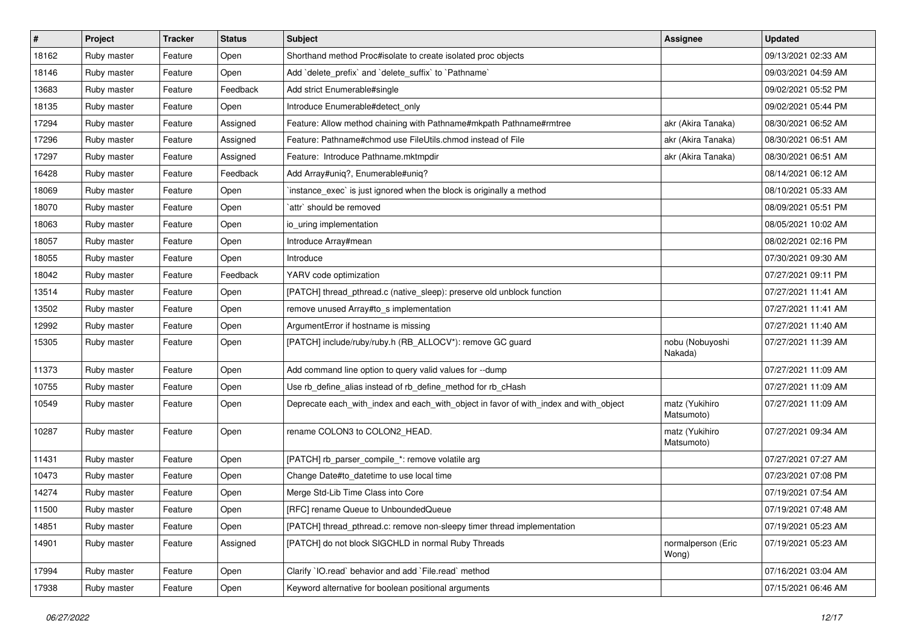| # | Project | Tracker | Status | Subject | Assignee | Updated |
|---|---|---|---|---|---|---|
| 18162 | Ruby master | Feature | Open | Shorthand method Proc#isolate to create isolated proc objects | | 09/13/2021 02:33 AM |
| 18146 | Ruby master | Feature | Open | Add `delete_prefix` and `delete_suffix` to `Pathname` | | 09/03/2021 04:59 AM |
| 13683 | Ruby master | Feature | Feedback | Add strict Enumerable#single | | 09/02/2021 05:52 PM |
| 18135 | Ruby master | Feature | Open | Introduce Enumerable#detect_only | | 09/02/2021 05:44 PM |
| 17294 | Ruby master | Feature | Assigned | Feature: Allow method chaining with Pathname#mkpath Pathname#rmtree | akr (Akira Tanaka) | 08/30/2021 06:52 AM |
| 17296 | Ruby master | Feature | Assigned | Feature: Pathname#chmod use FileUtils.chmod instead of File | akr (Akira Tanaka) | 08/30/2021 06:51 AM |
| 17297 | Ruby master | Feature | Assigned | Feature: Introduce Pathname.mktmpdir | akr (Akira Tanaka) | 08/30/2021 06:51 AM |
| 16428 | Ruby master | Feature | Feedback | Add Array#uniq?, Enumerable#uniq? | | 08/14/2021 06:12 AM |
| 18069 | Ruby master | Feature | Open | `instance_exec` is just ignored when the block is originally a method | | 08/10/2021 05:33 AM |
| 18070 | Ruby master | Feature | Open | `attr` should be removed | | 08/09/2021 05:51 PM |
| 18063 | Ruby master | Feature | Open | io_uring implementation | | 08/05/2021 10:02 AM |
| 18057 | Ruby master | Feature | Open | Introduce Array#mean | | 08/02/2021 02:16 PM |
| 18055 | Ruby master | Feature | Open | Introduce | | 07/30/2021 09:30 AM |
| 18042 | Ruby master | Feature | Feedback | YARV code optimization | | 07/27/2021 09:11 PM |
| 13514 | Ruby master | Feature | Open | [PATCH] thread_pthread.c (native_sleep): preserve old unblock function | | 07/27/2021 11:41 AM |
| 13502 | Ruby master | Feature | Open | remove unused Array#to_s implementation | | 07/27/2021 11:41 AM |
| 12992 | Ruby master | Feature | Open | ArgumentError if hostname is missing | | 07/27/2021 11:40 AM |
| 15305 | Ruby master | Feature | Open | [PATCH] include/ruby/ruby.h (RB_ALLOCV*): remove GC guard | nobu (Nobuyoshi Nakada) | 07/27/2021 11:39 AM |
| 11373 | Ruby master | Feature | Open | Add command line option to query valid values for --dump | | 07/27/2021 11:09 AM |
| 10755 | Ruby master | Feature | Open | Use rb_define_alias instead of rb_define_method for rb_cHash | | 07/27/2021 11:09 AM |
| 10549 | Ruby master | Feature | Open | Deprecate each_with_index and each_with_object in favor of with_index and with_object | matz (Yukihiro Matsumoto) | 07/27/2021 11:09 AM |
| 10287 | Ruby master | Feature | Open | rename COLON3 to COLON2_HEAD. | matz (Yukihiro Matsumoto) | 07/27/2021 09:34 AM |
| 11431 | Ruby master | Feature | Open | [PATCH] rb_parser_compile_*: remove volatile arg | | 07/27/2021 07:27 AM |
| 10473 | Ruby master | Feature | Open | Change Date#to_datetime to use local time | | 07/23/2021 07:08 PM |
| 14274 | Ruby master | Feature | Open | Merge Std-Lib Time Class into Core | | 07/19/2021 07:54 AM |
| 11500 | Ruby master | Feature | Open | [RFC] rename Queue to UnboundedQueue | | 07/19/2021 07:48 AM |
| 14851 | Ruby master | Feature | Open | [PATCH] thread_pthread.c: remove non-sleepy timer thread implementation | | 07/19/2021 05:23 AM |
| 14901 | Ruby master | Feature | Assigned | [PATCH] do not block SIGCHLD in normal Ruby Threads | normalperson (Eric Wong) | 07/19/2021 05:23 AM |
| 17994 | Ruby master | Feature | Open | Clarify `IO.read` behavior and add `File.read` method | | 07/16/2021 03:04 AM |
| 17938 | Ruby master | Feature | Open | Keyword alternative for boolean positional arguments | | 07/15/2021 06:46 AM |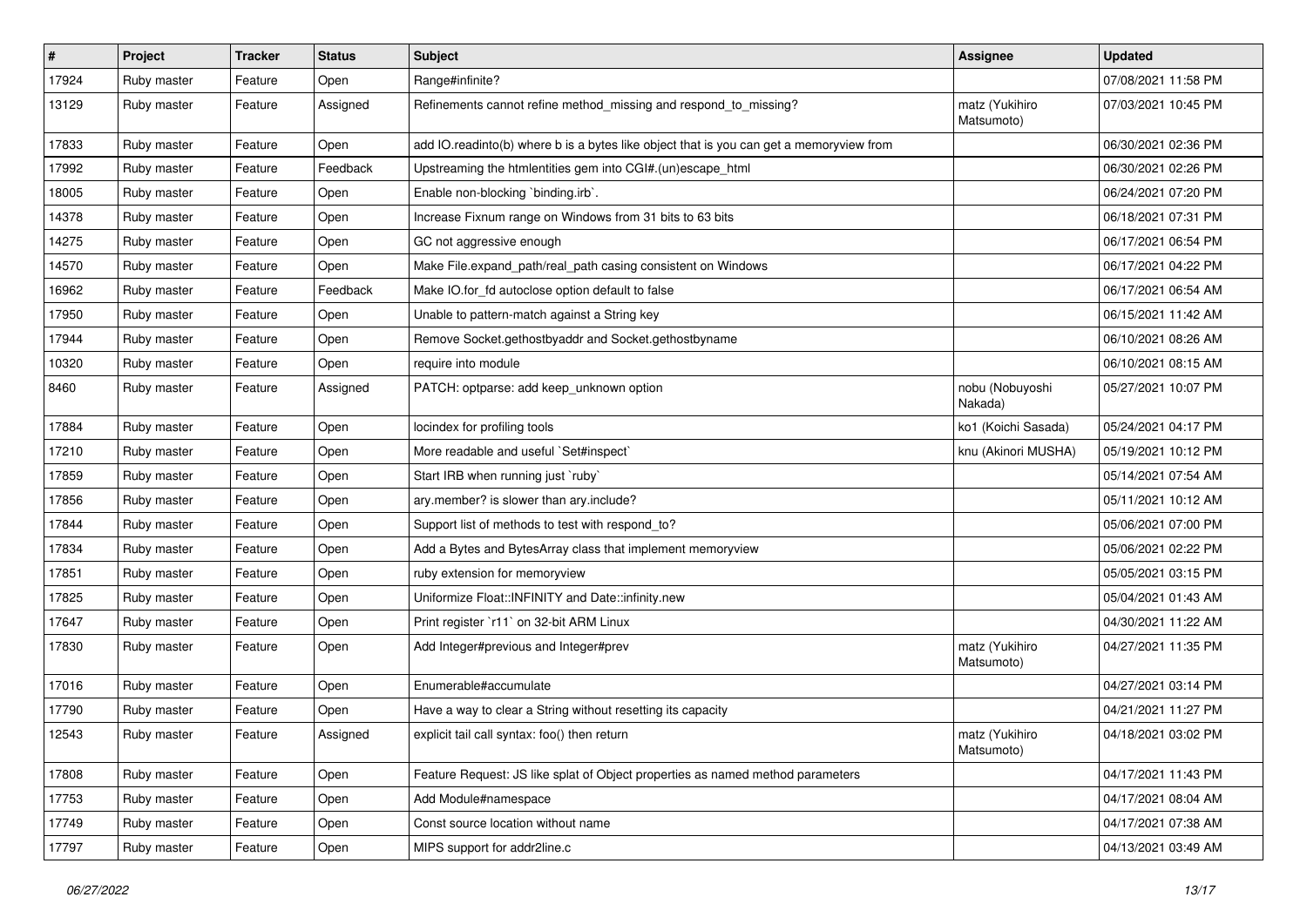| # | Project | Tracker | Status | Subject | Assignee | Updated |
|---|---|---|---|---|---|---|
| 17924 | Ruby master | Feature | Open | Range#infinite? | | 07/08/2021 11:58 PM |
| 13129 | Ruby master | Feature | Assigned | Refinements cannot refine method_missing and respond_to_missing? | matz (Yukihiro Matsumoto) | 07/03/2021 10:45 PM |
| 17833 | Ruby master | Feature | Open | add IO.readinto(b) where b is a bytes like object that is you can get a memoryview from | | 06/30/2021 02:36 PM |
| 17992 | Ruby master | Feature | Feedback | Upstreaming the htmlentities gem into CGI#.(un)escape_html | | 06/30/2021 02:26 PM |
| 18005 | Ruby master | Feature | Open | Enable non-blocking `binding.irb`. | | 06/24/2021 07:20 PM |
| 14378 | Ruby master | Feature | Open | Increase Fixnum range on Windows from 31 bits to 63 bits | | 06/18/2021 07:31 PM |
| 14275 | Ruby master | Feature | Open | GC not aggressive enough | | 06/17/2021 06:54 PM |
| 14570 | Ruby master | Feature | Open | Make File.expand_path/real_path casing consistent on Windows | | 06/17/2021 04:22 PM |
| 16962 | Ruby master | Feature | Feedback | Make IO.for_fd autoclose option default to false | | 06/17/2021 06:54 AM |
| 17950 | Ruby master | Feature | Open | Unable to pattern-match against a String key | | 06/15/2021 11:42 AM |
| 17944 | Ruby master | Feature | Open | Remove Socket.gethostbyaddr and Socket.gethostbyname | | 06/10/2021 08:26 AM |
| 10320 | Ruby master | Feature | Open | require into module | | 06/10/2021 08:15 AM |
| 8460 | Ruby master | Feature | Assigned | PATCH: optparse: add keep_unknown option | nobu (Nobuyoshi Nakada) | 05/27/2021 10:07 PM |
| 17884 | Ruby master | Feature | Open | locindex for profiling tools | ko1 (Koichi Sasada) | 05/24/2021 04:17 PM |
| 17210 | Ruby master | Feature | Open | More readable and useful `Set#inspect` | knu (Akinori MUSHA) | 05/19/2021 10:12 PM |
| 17859 | Ruby master | Feature | Open | Start IRB when running just `ruby` | | 05/14/2021 07:54 AM |
| 17856 | Ruby master | Feature | Open | ary.member? is slower than ary.include? | | 05/11/2021 10:12 AM |
| 17844 | Ruby master | Feature | Open | Support list of methods to test with respond_to? | | 05/06/2021 07:00 PM |
| 17834 | Ruby master | Feature | Open | Add a Bytes and BytesArray class that implement memoryview | | 05/06/2021 02:22 PM |
| 17851 | Ruby master | Feature | Open | ruby extension for memoryview | | 05/05/2021 03:15 PM |
| 17825 | Ruby master | Feature | Open | Uniformize Float::INFINITY and Date::infinity.new | | 05/04/2021 01:43 AM |
| 17647 | Ruby master | Feature | Open | Print register `r11` on 32-bit ARM Linux | | 04/30/2021 11:22 AM |
| 17830 | Ruby master | Feature | Open | Add Integer#previous and Integer#prev | matz (Yukihiro Matsumoto) | 04/27/2021 11:35 PM |
| 17016 | Ruby master | Feature | Open | Enumerable#accumulate | | 04/27/2021 03:14 PM |
| 17790 | Ruby master | Feature | Open | Have a way to clear a String without resetting its capacity | | 04/21/2021 11:27 PM |
| 12543 | Ruby master | Feature | Assigned | explicit tail call syntax: foo() then return | matz (Yukihiro Matsumoto) | 04/18/2021 03:02 PM |
| 17808 | Ruby master | Feature | Open | Feature Request: JS like splat of Object properties as named method parameters | | 04/17/2021 11:43 PM |
| 17753 | Ruby master | Feature | Open | Add Module#namespace | | 04/17/2021 08:04 AM |
| 17749 | Ruby master | Feature | Open | Const source location without name | | 04/17/2021 07:38 AM |
| 17797 | Ruby master | Feature | Open | MIPS support for addr2line.c | | 04/13/2021 03:49 AM |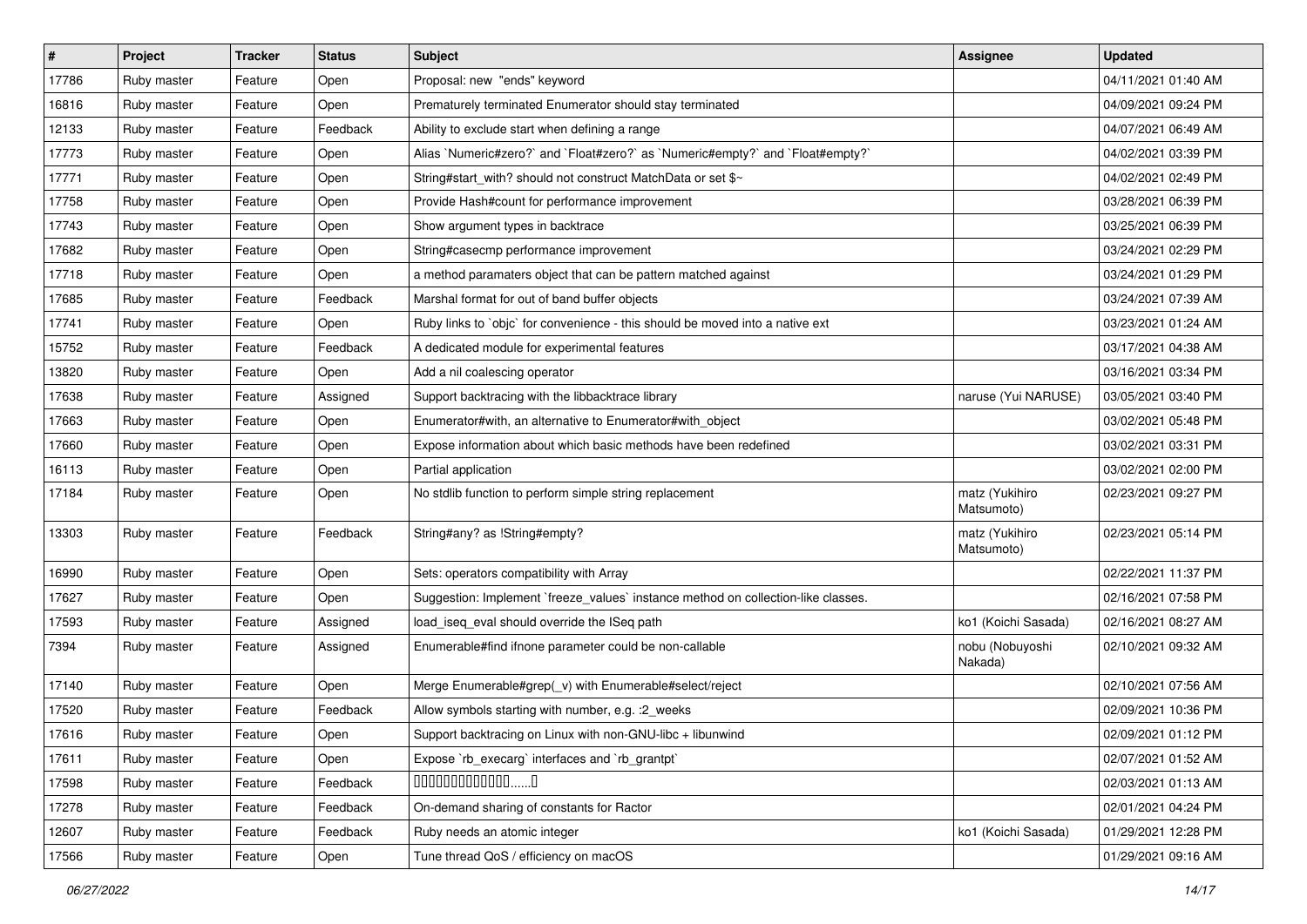| # | Project | Tracker | Status | Subject | Assignee | Updated |
|---|---|---|---|---|---|---|
| 17786 | Ruby master | Feature | Open | Proposal: new "ends" keyword | | 04/11/2021 01:40 AM |
| 16816 | Ruby master | Feature | Open | Prematurely terminated Enumerator should stay terminated | | 04/09/2021 09:24 PM |
| 12133 | Ruby master | Feature | Feedback | Ability to exclude start when defining a range | | 04/07/2021 06:49 AM |
| 17773 | Ruby master | Feature | Open | Alias `Numeric#zero?` and `Float#zero?` as `Numeric#empty?` and `Float#empty?` | | 04/02/2021 03:39 PM |
| 17771 | Ruby master | Feature | Open | String#start_with? should not construct MatchData or set $~ | | 04/02/2021 02:49 PM |
| 17758 | Ruby master | Feature | Open | Provide Hash#count for performance improvement | | 03/28/2021 06:39 PM |
| 17743 | Ruby master | Feature | Open | Show argument types in backtrace | | 03/25/2021 06:39 PM |
| 17682 | Ruby master | Feature | Open | String#casecmp performance improvement | | 03/24/2021 02:29 PM |
| 17718 | Ruby master | Feature | Open | a method paramaters object that can be pattern matched against | | 03/24/2021 01:29 PM |
| 17685 | Ruby master | Feature | Feedback | Marshal format for out of band buffer objects | | 03/24/2021 07:39 AM |
| 17741 | Ruby master | Feature | Open | Ruby links to `objc` for convenience - this should be moved into a native ext | | 03/23/2021 01:24 AM |
| 15752 | Ruby master | Feature | Feedback | A dedicated module for experimental features | | 03/17/2021 04:38 AM |
| 13820 | Ruby master | Feature | Open | Add a nil coalescing operator | | 03/16/2021 03:34 PM |
| 17638 | Ruby master | Feature | Assigned | Support backtracing with the libbacktrace library | naruse (Yui NARUSE) | 03/05/2021 03:40 PM |
| 17663 | Ruby master | Feature | Open | Enumerator#with, an alternative to Enumerator#with_object | | 03/02/2021 05:48 PM |
| 17660 | Ruby master | Feature | Open | Expose information about which basic methods have been redefined | | 03/02/2021 03:31 PM |
| 16113 | Ruby master | Feature | Open | Partial application | | 03/02/2021 02:00 PM |
| 17184 | Ruby master | Feature | Open | No stdlib function to perform simple string replacement | matz (Yukihiro Matsumoto) | 02/23/2021 09:27 PM |
| 13303 | Ruby master | Feature | Feedback | String#any? as !String#empty? | matz (Yukihiro Matsumoto) | 02/23/2021 05:14 PM |
| 16990 | Ruby master | Feature | Open | Sets: operators compatibility with Array | | 02/22/2021 11:37 PM |
| 17627 | Ruby master | Feature | Open | Suggestion: Implement `freeze_values` instance method on collection-like classes. | | 02/16/2021 07:58 PM |
| 17593 | Ruby master | Feature | Assigned | load_iseq_eval should override the ISeq path | ko1 (Koichi Sasada) | 02/16/2021 08:27 AM |
| 7394 | Ruby master | Feature | Assigned | Enumerable#find ifnone parameter could be non-callable | nobu (Nobuyoshi Nakada) | 02/10/2021 09:32 AM |
| 17140 | Ruby master | Feature | Open | Merge Enumerable#grep(_v) with Enumerable#select/reject | | 02/10/2021 07:56 AM |
| 17520 | Ruby master | Feature | Feedback | Allow symbols starting with number, e.g. :2_weeks | | 02/09/2021 10:36 PM |
| 17616 | Ruby master | Feature | Open | Support backtracing on Linux with non-GNU-libc + libunwind | | 02/09/2021 01:12 PM |
| 17611 | Ruby master | Feature | Open | Expose `rb_execarg` interfaces and `rb_grantpt` | | 02/07/2021 01:52 AM |
| 17598 | Ruby master | Feature | Feedback | 0000000000000......0 | | 02/03/2021 01:13 AM |
| 17278 | Ruby master | Feature | Feedback | On-demand sharing of constants for Ractor | | 02/01/2021 04:24 PM |
| 12607 | Ruby master | Feature | Feedback | Ruby needs an atomic integer | ko1 (Koichi Sasada) | 01/29/2021 12:28 PM |
| 17566 | Ruby master | Feature | Open | Tune thread QoS / efficiency on macOS | | 01/29/2021 09:16 AM |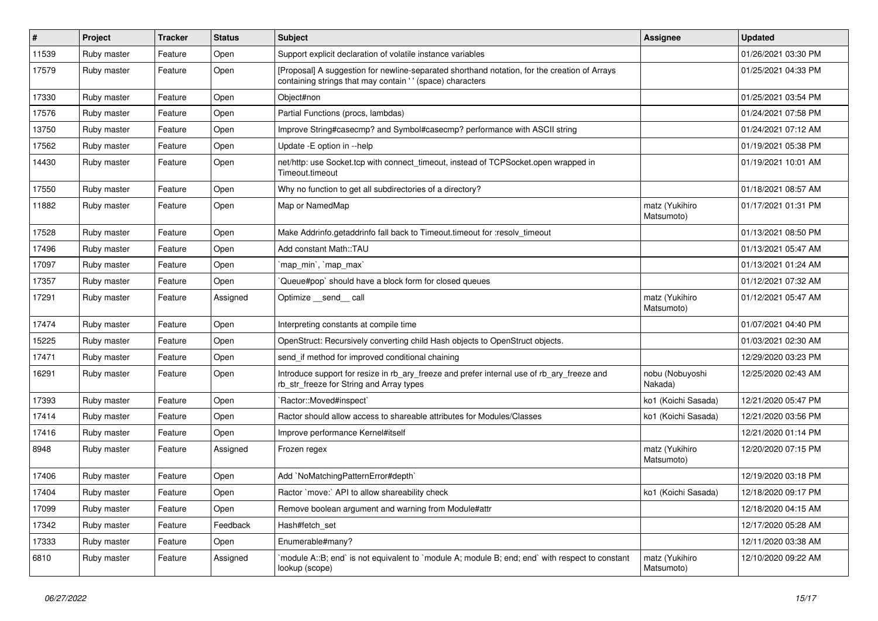| # | Project | Tracker | Status | Subject | Assignee | Updated |
|---|---|---|---|---|---|---|
| 11539 | Ruby master | Feature | Open | Support explicit declaration of volatile instance variables | | 01/26/2021 03:30 PM |
| 17579 | Ruby master | Feature | Open | [Proposal] A suggestion for newline-separated shorthand notation, for the creation of Arrays containing strings that may contain ' ' (space) characters | | 01/25/2021 04:33 PM |
| 17330 | Ruby master | Feature | Open | Object#non | | 01/25/2021 03:54 PM |
| 17576 | Ruby master | Feature | Open | Partial Functions (procs, lambdas) | | 01/24/2021 07:58 PM |
| 13750 | Ruby master | Feature | Open | Improve String#casecmp? and Symbol#casecmp? performance with ASCII string | | 01/24/2021 07:12 AM |
| 17562 | Ruby master | Feature | Open | Update -E option in --help | | 01/19/2021 05:38 PM |
| 14430 | Ruby master | Feature | Open | net/http: use Socket.tcp with connect_timeout, instead of TCPSocket.open wrapped in Timeout.timeout | | 01/19/2021 10:01 AM |
| 17550 | Ruby master | Feature | Open | Why no function to get all subdirectories of a directory? | | 01/18/2021 08:57 AM |
| 11882 | Ruby master | Feature | Open | Map or NamedMap | matz (Yukihiro Matsumoto) | 01/17/2021 01:31 PM |
| 17528 | Ruby master | Feature | Open | Make Addrinfo.getaddrinfo fall back to Timeout.timeout for :resolv_timeout | | 01/13/2021 08:50 PM |
| 17496 | Ruby master | Feature | Open | Add constant Math::TAU | | 01/13/2021 05:47 AM |
| 17097 | Ruby master | Feature | Open | `map_min`, `map_max` | | 01/13/2021 01:24 AM |
| 17357 | Ruby master | Feature | Open | `Queue#pop` should have a block form for closed queues | | 01/12/2021 07:32 AM |
| 17291 | Ruby master | Feature | Assigned | Optimize __send__ call | matz (Yukihiro Matsumoto) | 01/12/2021 05:47 AM |
| 17474 | Ruby master | Feature | Open | Interpreting constants at compile time | | 01/07/2021 04:40 PM |
| 15225 | Ruby master | Feature | Open | OpenStruct: Recursively converting child Hash objects to OpenStruct objects. | | 01/03/2021 02:30 AM |
| 17471 | Ruby master | Feature | Open | send_if method for improved conditional chaining | | 12/29/2020 03:23 PM |
| 16291 | Ruby master | Feature | Open | Introduce support for resize in rb_ary_freeze and prefer internal use of rb_ary_freeze and rb_str_freeze for String and Array types | nobu (Nobuyoshi Nakada) | 12/25/2020 02:43 AM |
| 17393 | Ruby master | Feature | Open | `Ractor::Moved#inspect` | ko1 (Koichi Sasada) | 12/21/2020 05:47 PM |
| 17414 | Ruby master | Feature | Open | Ractor should allow access to shareable attributes for Modules/Classes | ko1 (Koichi Sasada) | 12/21/2020 03:56 PM |
| 17416 | Ruby master | Feature | Open | Improve performance Kernel#itself | | 12/21/2020 01:14 PM |
| 8948 | Ruby master | Feature | Assigned | Frozen regex | matz (Yukihiro Matsumoto) | 12/20/2020 07:15 PM |
| 17406 | Ruby master | Feature | Open | Add `NoMatchingPatternError#depth` | | 12/19/2020 03:18 PM |
| 17404 | Ruby master | Feature | Open | Ractor `move:` API to allow shareability check | ko1 (Koichi Sasada) | 12/18/2020 09:17 PM |
| 17099 | Ruby master | Feature | Open | Remove boolean argument and warning from Module#attr | | 12/18/2020 04:15 AM |
| 17342 | Ruby master | Feature | Feedback | Hash#fetch_set | | 12/17/2020 05:28 AM |
| 17333 | Ruby master | Feature | Open | Enumerable#many? | | 12/11/2020 03:38 AM |
| 6810 | Ruby master | Feature | Assigned | `module A::B; end` is not equivalent to `module A; module B; end; end` with respect to constant lookup (scope) | matz (Yukihiro Matsumoto) | 12/10/2020 09:22 AM |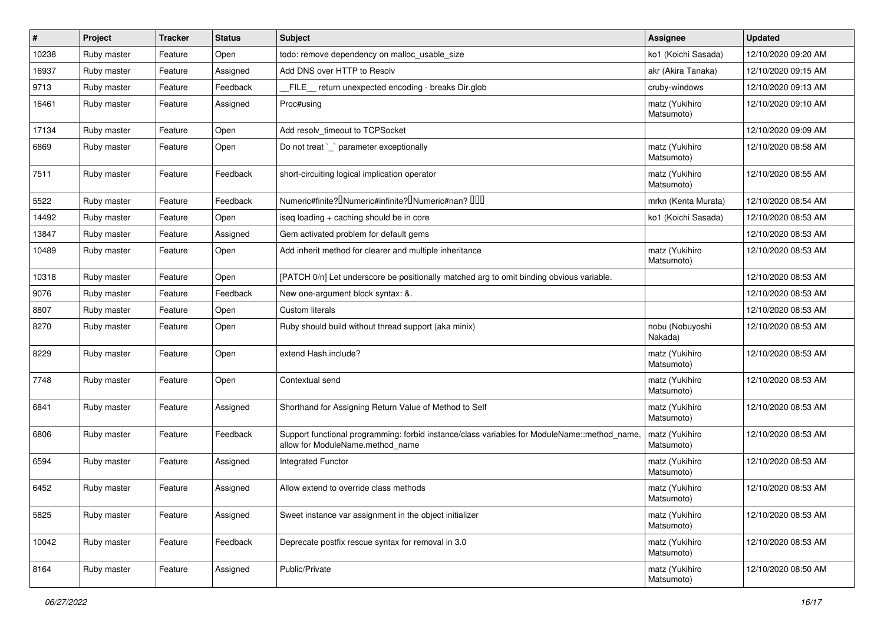| # | Project | Tracker | Status | Subject | Assignee | Updated |
| --- | --- | --- | --- | --- | --- | --- |
| 10238 | Ruby master | Feature | Open | todo: remove dependency on malloc_usable_size | ko1 (Koichi Sasada) | 12/10/2020 09:20 AM |
| 16937 | Ruby master | Feature | Assigned | Add DNS over HTTP to Resolv | akr (Akira Tanaka) | 12/10/2020 09:15 AM |
| 9713 | Ruby master | Feature | Feedback | __FILE__ return unexpected encoding - breaks Dir.glob | cruby-windows | 12/10/2020 09:13 AM |
| 16461 | Ruby master | Feature | Assigned | Proc#using | matz (Yukihiro Matsumoto) | 12/10/2020 09:10 AM |
| 17134 | Ruby master | Feature | Open | Add resolv_timeout to TCPSocket | | 12/10/2020 09:09 AM |
| 6869 | Ruby master | Feature | Open | Do not treat `_` parameter exceptionally | matz (Yukihiro Matsumoto) | 12/10/2020 08:58 AM |
| 7511 | Ruby master | Feature | Feedback | short-circuiting logical implication operator | matz (Yukihiro Matsumoto) | 12/10/2020 08:55 AM |
| 5522 | Ruby master | Feature | Feedback | Numeric#finite?�Numeric#infinite?�Numeric#nan? ��� | mrkn (Kenta Murata) | 12/10/2020 08:54 AM |
| 14492 | Ruby master | Feature | Open | iseq loading + caching should be in core | ko1 (Koichi Sasada) | 12/10/2020 08:53 AM |
| 13847 | Ruby master | Feature | Assigned | Gem activated problem for default gems | | 12/10/2020 08:53 AM |
| 10489 | Ruby master | Feature | Open | Add inherit method for clearer and multiple inheritance | matz (Yukihiro Matsumoto) | 12/10/2020 08:53 AM |
| 10318 | Ruby master | Feature | Open | [PATCH 0/n] Let underscore be positionally matched arg to omit binding obvious variable. | | 12/10/2020 08:53 AM |
| 9076 | Ruby master | Feature | Feedback | New one-argument block syntax: &. | | 12/10/2020 08:53 AM |
| 8807 | Ruby master | Feature | Open | Custom literals | | 12/10/2020 08:53 AM |
| 8270 | Ruby master | Feature | Open | Ruby should build without thread support (aka minix) | nobu (Nobuyoshi Nakada) | 12/10/2020 08:53 AM |
| 8229 | Ruby master | Feature | Open | extend Hash.include? | matz (Yukihiro Matsumoto) | 12/10/2020 08:53 AM |
| 7748 | Ruby master | Feature | Open | Contextual send | matz (Yukihiro Matsumoto) | 12/10/2020 08:53 AM |
| 6841 | Ruby master | Feature | Assigned | Shorthand for Assigning Return Value of Method to Self | matz (Yukihiro Matsumoto) | 12/10/2020 08:53 AM |
| 6806 | Ruby master | Feature | Feedback | Support functional programming: forbid instance/class variables for ModuleName::method_name, allow for ModuleName.method_name | matz (Yukihiro Matsumoto) | 12/10/2020 08:53 AM |
| 6594 | Ruby master | Feature | Assigned | Integrated Functor | matz (Yukihiro Matsumoto) | 12/10/2020 08:53 AM |
| 6452 | Ruby master | Feature | Assigned | Allow extend to override class methods | matz (Yukihiro Matsumoto) | 12/10/2020 08:53 AM |
| 5825 | Ruby master | Feature | Assigned | Sweet instance var assignment in the object initializer | matz (Yukihiro Matsumoto) | 12/10/2020 08:53 AM |
| 10042 | Ruby master | Feature | Feedback | Deprecate postfix rescue syntax for removal in 3.0 | matz (Yukihiro Matsumoto) | 12/10/2020 08:53 AM |
| 8164 | Ruby master | Feature | Assigned | Public/Private | matz (Yukihiro Matsumoto) | 12/10/2020 08:50 AM |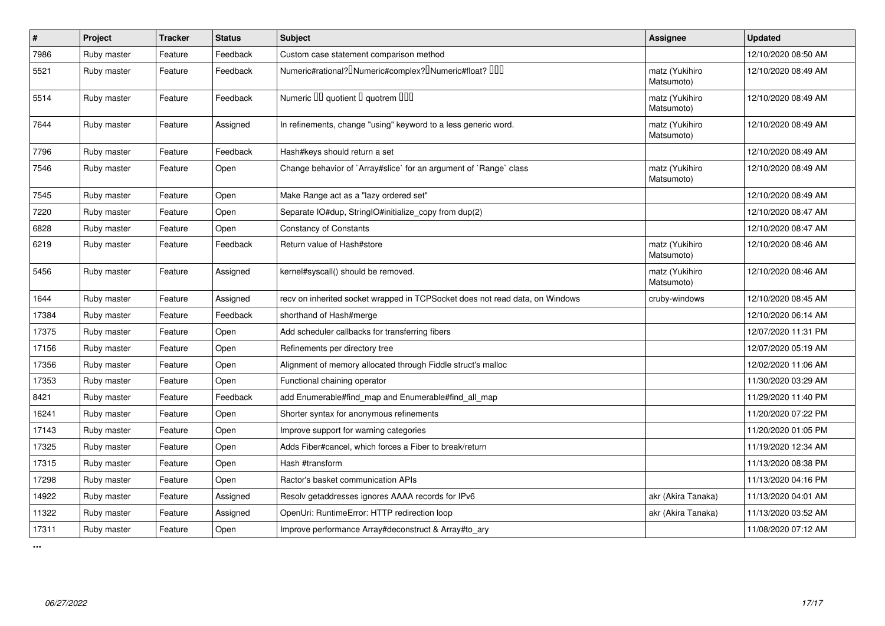| # | Project | Tracker | Status | Subject | Assignee | Updated |
| --- | --- | --- | --- | --- | --- | --- |
| 7986 | Ruby master | Feature | Feedback | Custom case statement comparison method | | 12/10/2020 08:50 AM |
| 5521 | Ruby master | Feature | Feedback | Numeric#rational?￿Numeric#complex?￿Numeric#float? ￿￿￿ | matz (Yukihiro Matsumoto) | 12/10/2020 08:49 AM |
| 5514 | Ruby master | Feature | Feedback | Numeric ￿￿ quotient ￿ quotrem ￿￿￿ | matz (Yukihiro Matsumoto) | 12/10/2020 08:49 AM |
| 7644 | Ruby master | Feature | Assigned | In refinements, change "using" keyword to a less generic word. | matz (Yukihiro Matsumoto) | 12/10/2020 08:49 AM |
| 7796 | Ruby master | Feature | Feedback | Hash#keys should return a set | | 12/10/2020 08:49 AM |
| 7546 | Ruby master | Feature | Open | Change behavior of `Array#slice` for an argument of `Range` class | matz (Yukihiro Matsumoto) | 12/10/2020 08:49 AM |
| 7545 | Ruby master | Feature | Open | Make Range act as a "lazy ordered set" | | 12/10/2020 08:49 AM |
| 7220 | Ruby master | Feature | Open | Separate IO#dup, StringIO#initialize_copy from dup(2) | | 12/10/2020 08:47 AM |
| 6828 | Ruby master | Feature | Open | Constancy of Constants | | 12/10/2020 08:47 AM |
| 6219 | Ruby master | Feature | Feedback | Return value of Hash#store | matz (Yukihiro Matsumoto) | 12/10/2020 08:46 AM |
| 5456 | Ruby master | Feature | Assigned | kernel#syscall() should be removed. | matz (Yukihiro Matsumoto) | 12/10/2020 08:46 AM |
| 1644 | Ruby master | Feature | Assigned | recv on inherited socket wrapped in TCPSocket does not read data, on Windows | cruby-windows | 12/10/2020 08:45 AM |
| 17384 | Ruby master | Feature | Feedback | shorthand of Hash#merge | | 12/10/2020 06:14 AM |
| 17375 | Ruby master | Feature | Open | Add scheduler callbacks for transferring fibers | | 12/07/2020 11:31 PM |
| 17156 | Ruby master | Feature | Open | Refinements per directory tree | | 12/07/2020 05:19 AM |
| 17356 | Ruby master | Feature | Open | Alignment of memory allocated through Fiddle struct's malloc | | 12/02/2020 11:06 AM |
| 17353 | Ruby master | Feature | Open | Functional chaining operator | | 11/30/2020 03:29 AM |
| 8421 | Ruby master | Feature | Feedback | add Enumerable#find_map and Enumerable#find_all_map | | 11/29/2020 11:40 PM |
| 16241 | Ruby master | Feature | Open | Shorter syntax for anonymous refinements | | 11/20/2020 07:22 PM |
| 17143 | Ruby master | Feature | Open | Improve support for warning categories | | 11/20/2020 01:05 PM |
| 17325 | Ruby master | Feature | Open | Adds Fiber#cancel, which forces a Fiber to break/return | | 11/19/2020 12:34 AM |
| 17315 | Ruby master | Feature | Open | Hash #transform | | 11/13/2020 08:38 PM |
| 17298 | Ruby master | Feature | Open | Ractor's basket communication APIs | | 11/13/2020 04:16 PM |
| 14922 | Ruby master | Feature | Assigned | Resolv getaddresses ignores AAAA records for IPv6 | akr (Akira Tanaka) | 11/13/2020 04:01 AM |
| 11322 | Ruby master | Feature | Assigned | OpenUri: RuntimeError: HTTP redirection loop | akr (Akira Tanaka) | 11/13/2020 03:52 AM |
| 17311 | Ruby master | Feature | Open | Improve performance Array#deconstruct & Array#to_ary | | 11/08/2020 07:12 AM |

...